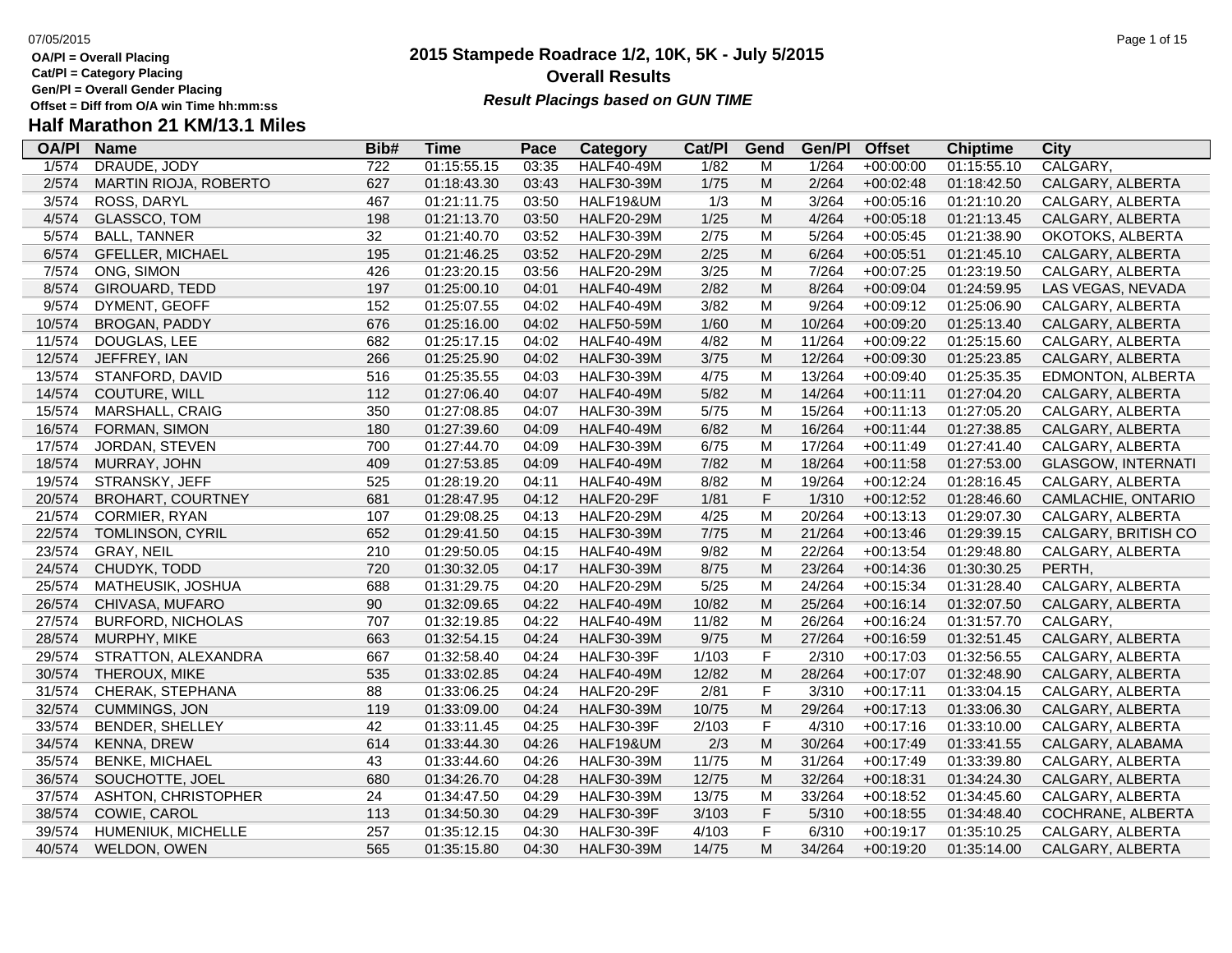**OA/Pl = Overall Placing**
**Cat/Pl = Category Placing**
**Gen/Pl = Overall Gender Placing**
**Offset = Diff from O/A win Time hh:mm:ss**

# 2015 Stampede Roadrace 1/2, 10K, 5K - July 5/2015

## Overall Results

***Result Placings based on GUN TIME***

## Half Marathon 21 KM/13.1 Miles

| OA/Pl | Name | Bib# | Time | Pace | Category | Cat/Pl | Gend | Gen/Pl | Offset | Chiptime | City |
|---|---|---|---|---|---|---|---|---|---|---|---|
| 1/574 | DRAUDE, JODY | 722 | 01:15:55.15 | 03:35 | HALF40-49M | 1/82 | M | 1/264 | +00:00:00 | 01:15:55.10 | CALGARY, |
| 2/574 | MARTIN RIOJA, ROBERTO | 627 | 01:18:43.30 | 03:43 | HALF30-39M | 1/75 | M | 2/264 | +00:02:48 | 01:18:42.50 | CALGARY, ALBERTA |
| 3/574 | ROSS, DARYL | 467 | 01:21:11.75 | 03:50 | HALF19&UM | 1/3 | M | 3/264 | +00:05:16 | 01:21:10.20 | CALGARY, ALBERTA |
| 4/574 | GLASSCO, TOM | 198 | 01:21:13.70 | 03:50 | HALF20-29M | 1/25 | M | 4/264 | +00:05:18 | 01:21:13.45 | CALGARY, ALBERTA |
| 5/574 | BALL, TANNER | 32 | 01:21:40.70 | 03:52 | HALF30-39M | 2/75 | M | 5/264 | +00:05:45 | 01:21:38.90 | OKOTOKS, ALBERTA |
| 6/574 | GFELLER, MICHAEL | 195 | 01:21:46.25 | 03:52 | HALF20-29M | 2/25 | M | 6/264 | +00:05:51 | 01:21:45.10 | CALGARY, ALBERTA |
| 7/574 | ONG, SIMON | 426 | 01:23:20.15 | 03:56 | HALF20-29M | 3/25 | M | 7/264 | +00:07:25 | 01:23:19.50 | CALGARY, ALBERTA |
| 8/574 | GIROUARD, TEDD | 197 | 01:25:00.10 | 04:01 | HALF40-49M | 2/82 | M | 8/264 | +00:09:04 | 01:24:59.95 | LAS VEGAS, NEVADA |
| 9/574 | DYMENT, GEOFF | 152 | 01:25:07.55 | 04:02 | HALF40-49M | 3/82 | M | 9/264 | +00:09:12 | 01:25:06.90 | CALGARY, ALBERTA |
| 10/574 | BROGAN, PADDY | 676 | 01:25:16.00 | 04:02 | HALF50-59M | 1/60 | M | 10/264 | +00:09:20 | 01:25:13.40 | CALGARY, ALBERTA |
| 11/574 | DOUGLAS, LEE | 682 | 01:25:17.15 | 04:02 | HALF40-49M | 4/82 | M | 11/264 | +00:09:22 | 01:25:15.60 | CALGARY, ALBERTA |
| 12/574 | JEFFREY, IAN | 266 | 01:25:25.90 | 04:02 | HALF30-39M | 3/75 | M | 12/264 | +00:09:30 | 01:25:23.85 | CALGARY, ALBERTA |
| 13/574 | STANFORD, DAVID | 516 | 01:25:35.55 | 04:03 | HALF30-39M | 4/75 | M | 13/264 | +00:09:40 | 01:25:35.35 | EDMONTON, ALBERTA |
| 14/574 | COUTURE, WILL | 112 | 01:27:06.40 | 04:07 | HALF40-49M | 5/82 | M | 14/264 | +00:11:11 | 01:27:04.20 | CALGARY, ALBERTA |
| 15/574 | MARSHALL, CRAIG | 350 | 01:27:08.85 | 04:07 | HALF30-39M | 5/75 | M | 15/264 | +00:11:13 | 01:27:05.20 | CALGARY, ALBERTA |
| 16/574 | FORMAN, SIMON | 180 | 01:27:39.60 | 04:09 | HALF40-49M | 6/82 | M | 16/264 | +00:11:44 | 01:27:38.85 | CALGARY, ALBERTA |
| 17/574 | JORDAN, STEVEN | 700 | 01:27:44.70 | 04:09 | HALF30-39M | 6/75 | M | 17/264 | +00:11:49 | 01:27:41.40 | CALGARY, ALBERTA |
| 18/574 | MURRAY, JOHN | 409 | 01:27:53.85 | 04:09 | HALF40-49M | 7/82 | M | 18/264 | +00:11:58 | 01:27:53.00 | GLASGOW, INTERNATI |
| 19/574 | STRANSKY, JEFF | 525 | 01:28:19.20 | 04:11 | HALF40-49M | 8/82 | M | 19/264 | +00:12:24 | 01:28:16.45 | CALGARY, ALBERTA |
| 20/574 | BROHART, COURTNEY | 681 | 01:28:47.95 | 04:12 | HALF20-29F | 1/81 | F | 1/310 | +00:12:52 | 01:28:46.60 | CAMLACHIE, ONTARIO |
| 21/574 | CORMIER, RYAN | 107 | 01:29:08.25 | 04:13 | HALF20-29M | 4/25 | M | 20/264 | +00:13:13 | 01:29:07.30 | CALGARY, ALBERTA |
| 22/574 | TOMLINSON, CYRIL | 652 | 01:29:41.50 | 04:15 | HALF30-39M | 7/75 | M | 21/264 | +00:13:46 | 01:29:39.15 | CALGARY, BRITISH CO |
| 23/574 | GRAY, NEIL | 210 | 01:29:50.05 | 04:15 | HALF40-49M | 9/82 | M | 22/264 | +00:13:54 | 01:29:48.80 | CALGARY, ALBERTA |
| 24/574 | CHUDYK, TODD | 720 | 01:30:32.05 | 04:17 | HALF30-39M | 8/75 | M | 23/264 | +00:14:36 | 01:30:30.25 | PERTH, |
| 25/574 | MATHEUSIK, JOSHUA | 688 | 01:31:29.75 | 04:20 | HALF20-29M | 5/25 | M | 24/264 | +00:15:34 | 01:31:28.40 | CALGARY, ALBERTA |
| 26/574 | CHIVASA, MUFARO | 90 | 01:32:09.65 | 04:22 | HALF40-49M | 10/82 | M | 25/264 | +00:16:14 | 01:32:07.50 | CALGARY, ALBERTA |
| 27/574 | BURFORD, NICHOLAS | 707 | 01:32:19.85 | 04:22 | HALF40-49M | 11/82 | M | 26/264 | +00:16:24 | 01:31:57.70 | CALGARY, |
| 28/574 | MURPHY, MIKE | 663 | 01:32:54.15 | 04:24 | HALF30-39M | 9/75 | M | 27/264 | +00:16:59 | 01:32:51.45 | CALGARY, ALBERTA |
| 29/574 | STRATTON, ALEXANDRA | 667 | 01:32:58.40 | 04:24 | HALF30-39F | 1/103 | F | 2/310 | +00:17:03 | 01:32:56.55 | CALGARY, ALBERTA |
| 30/574 | THEROUX, MIKE | 535 | 01:33:02.85 | 04:24 | HALF40-49M | 12/82 | M | 28/264 | +00:17:07 | 01:32:48.90 | CALGARY, ALBERTA |
| 31/574 | CHERAK, STEPHANA | 88 | 01:33:06.25 | 04:24 | HALF20-29F | 2/81 | F | 3/310 | +00:17:11 | 01:33:04.15 | CALGARY, ALBERTA |
| 32/574 | CUMMINGS, JON | 119 | 01:33:09.00 | 04:24 | HALF30-39M | 10/75 | M | 29/264 | +00:17:13 | 01:33:06.30 | CALGARY, ALBERTA |
| 33/574 | BENDER, SHELLEY | 42 | 01:33:11.45 | 04:25 | HALF30-39F | 2/103 | F | 4/310 | +00:17:16 | 01:33:10.00 | CALGARY, ALBERTA |
| 34/574 | KENNA, DREW | 614 | 01:33:44.30 | 04:26 | HALF19&UM | 2/3 | M | 30/264 | +00:17:49 | 01:33:41.55 | CALGARY, ALABAMA |
| 35/574 | BENKE, MICHAEL | 43 | 01:33:44.60 | 04:26 | HALF30-39M | 11/75 | M | 31/264 | +00:17:49 | 01:33:39.80 | CALGARY, ALBERTA |
| 36/574 | SOUCHOTTE, JOEL | 680 | 01:34:26.70 | 04:28 | HALF30-39M | 12/75 | M | 32/264 | +00:18:31 | 01:34:24.30 | CALGARY, ALBERTA |
| 37/574 | ASHTON, CHRISTOPHER | 24 | 01:34:47.50 | 04:29 | HALF30-39M | 13/75 | M | 33/264 | +00:18:52 | 01:34:45.60 | CALGARY, ALBERTA |
| 38/574 | COWIE, CAROL | 113 | 01:34:50.30 | 04:29 | HALF30-39F | 3/103 | F | 5/310 | +00:18:55 | 01:34:48.40 | COCHRANE, ALBERTA |
| 39/574 | HUMENIUK, MICHELLE | 257 | 01:35:12.15 | 04:30 | HALF30-39F | 4/103 | F | 6/310 | +00:19:17 | 01:35:10.25 | CALGARY, ALBERTA |
| 40/574 | WELDON, OWEN | 565 | 01:35:15.80 | 04:30 | HALF30-39M | 14/75 | M | 34/264 | +00:19:20 | 01:35:14.00 | CALGARY, ALBERTA |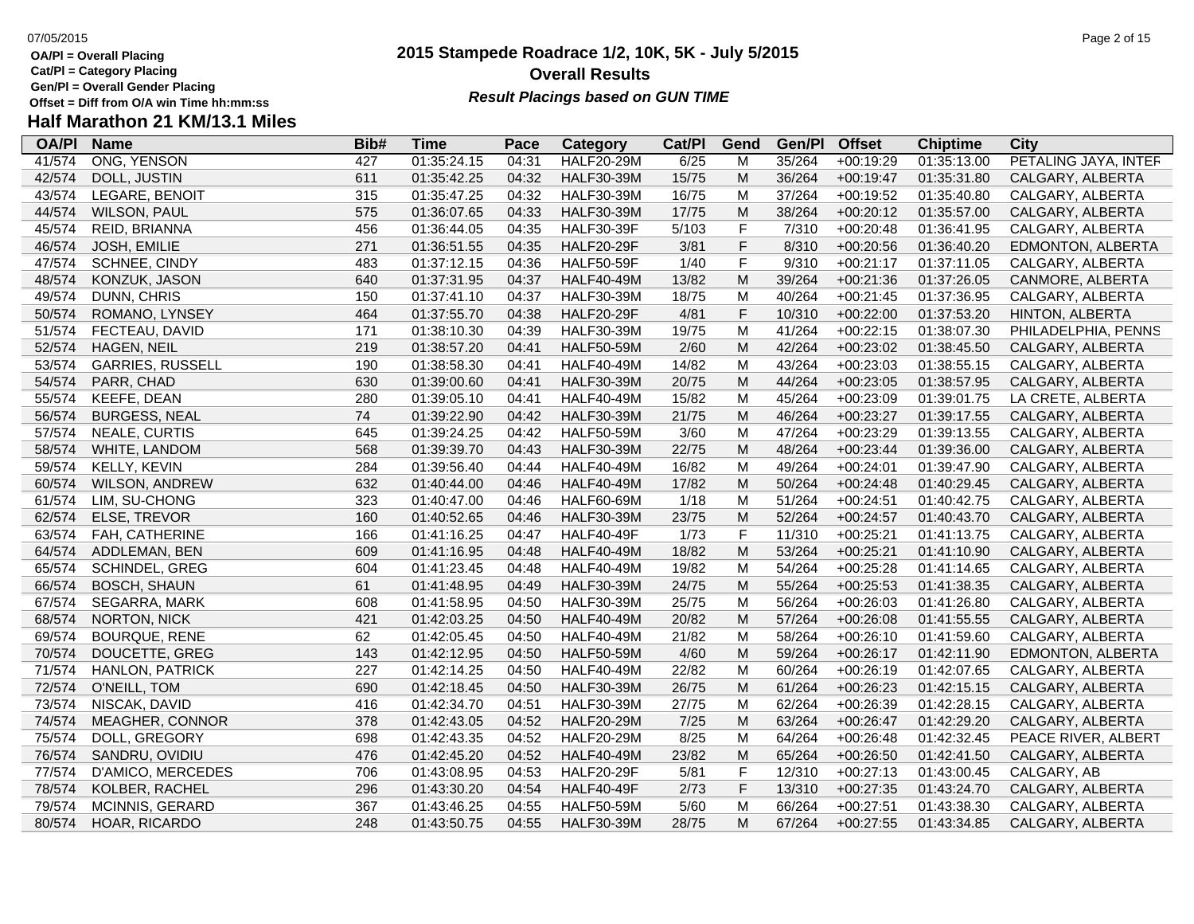**OA/Pl = Overall Placing**
**Cat/Pl = Category Placing**
**Gen/Pl = Overall Gender Placing**
**Offset = Diff from O/A win Time hh:mm:ss**

# 2015 Stampede Roadrace 1/2, 10K, 5K - July 5/2015

## Overall Results

***Result Placings based on GUN TIME***

## Half Marathon 21 KM/13.1 Miles

| OA/Pl | Name | Bib# | Time | Pace | Category | Cat/Pl | Gend | Gen/Pl | Offset | Chiptime | City |
|---|---|---|---|---|---|---|---|---|---|---|---|
| 41/574 | ONG, YENSON | 427 | 01:35:24.15 | 04:31 | HALF20-29M | 6/25 | M | 35/264 | +00:19:29 | 01:35:13.00 | PETALING JAYA, INTEF |
| 42/574 | DOLL, JUSTIN | 611 | 01:35:42.25 | 04:32 | HALF30-39M | 15/75 | M | 36/264 | +00:19:47 | 01:35:31.80 | CALGARY, ALBERTA |
| 43/574 | LEGARE, BENOIT | 315 | 01:35:47.25 | 04:32 | HALF30-39M | 16/75 | M | 37/264 | +00:19:52 | 01:35:40.80 | CALGARY, ALBERTA |
| 44/574 | WILSON, PAUL | 575 | 01:36:07.65 | 04:33 | HALF30-39M | 17/75 | M | 38/264 | +00:20:12 | 01:35:57.00 | CALGARY, ALBERTA |
| 45/574 | REID, BRIANNA | 456 | 01:36:44.05 | 04:35 | HALF30-39F | 5/103 | F | 7/310 | +00:20:48 | 01:36:41.95 | CALGARY, ALBERTA |
| 46/574 | JOSH, EMILIE | 271 | 01:36:51.55 | 04:35 | HALF20-29F | 3/81 | F | 8/310 | +00:20:56 | 01:36:40.20 | EDMONTON, ALBERTA |
| 47/574 | SCHNEE, CINDY | 483 | 01:37:12.15 | 04:36 | HALF50-59F | 1/40 | F | 9/310 | +00:21:17 | 01:37:11.05 | CALGARY, ALBERTA |
| 48/574 | KONZUK, JASON | 640 | 01:37:31.95 | 04:37 | HALF40-49M | 13/82 | M | 39/264 | +00:21:36 | 01:37:26.05 | CANMORE, ALBERTA |
| 49/574 | DUNN, CHRIS | 150 | 01:37:41.10 | 04:37 | HALF30-39M | 18/75 | M | 40/264 | +00:21:45 | 01:37:36.95 | CALGARY, ALBERTA |
| 50/574 | ROMANO, LYNSEY | 464 | 01:37:55.70 | 04:38 | HALF20-29F | 4/81 | F | 10/310 | +00:22:00 | 01:37:53.20 | HINTON, ALBERTA |
| 51/574 | FECTEAU, DAVID | 171 | 01:38:10.30 | 04:39 | HALF30-39M | 19/75 | M | 41/264 | +00:22:15 | 01:38:07.30 | PHILADELPHIA, PENNS |
| 52/574 | HAGEN, NEIL | 219 | 01:38:57.20 | 04:41 | HALF50-59M | 2/60 | M | 42/264 | +00:23:02 | 01:38:45.50 | CALGARY, ALBERTA |
| 53/574 | GARRIES, RUSSELL | 190 | 01:38:58.30 | 04:41 | HALF40-49M | 14/82 | M | 43/264 | +00:23:03 | 01:38:55.15 | CALGARY, ALBERTA |
| 54/574 | PARR, CHAD | 630 | 01:39:00.60 | 04:41 | HALF30-39M | 20/75 | M | 44/264 | +00:23:05 | 01:38:57.95 | CALGARY, ALBERTA |
| 55/574 | KEEFE, DEAN | 280 | 01:39:05.10 | 04:41 | HALF40-49M | 15/82 | M | 45/264 | +00:23:09 | 01:39:01.75 | LA CRETE, ALBERTA |
| 56/574 | BURGESS, NEAL | 74 | 01:39:22.90 | 04:42 | HALF30-39M | 21/75 | M | 46/264 | +00:23:27 | 01:39:17.55 | CALGARY, ALBERTA |
| 57/574 | NEALE, CURTIS | 645 | 01:39:24.25 | 04:42 | HALF50-59M | 3/60 | M | 47/264 | +00:23:29 | 01:39:13.55 | CALGARY, ALBERTA |
| 58/574 | WHITE, LANDOM | 568 | 01:39:39.70 | 04:43 | HALF30-39M | 22/75 | M | 48/264 | +00:23:44 | 01:39:36.00 | CALGARY, ALBERTA |
| 59/574 | KELLY, KEVIN | 284 | 01:39:56.40 | 04:44 | HALF40-49M | 16/82 | M | 49/264 | +00:24:01 | 01:39:47.90 | CALGARY, ALBERTA |
| 60/574 | WILSON, ANDREW | 632 | 01:40:44.00 | 04:46 | HALF40-49M | 17/82 | M | 50/264 | +00:24:48 | 01:40:29.45 | CALGARY, ALBERTA |
| 61/574 | LIM, SU-CHONG | 323 | 01:40:47.00 | 04:46 | HALF60-69M | 1/18 | M | 51/264 | +00:24:51 | 01:40:42.75 | CALGARY, ALBERTA |
| 62/574 | ELSE, TREVOR | 160 | 01:40:52.65 | 04:46 | HALF30-39M | 23/75 | M | 52/264 | +00:24:57 | 01:40:43.70 | CALGARY, ALBERTA |
| 63/574 | FAH, CATHERINE | 166 | 01:41:16.25 | 04:47 | HALF40-49F | 1/73 | F | 11/310 | +00:25:21 | 01:41:13.75 | CALGARY, ALBERTA |
| 64/574 | ADDLEMAN, BEN | 609 | 01:41:16.95 | 04:48 | HALF40-49M | 18/82 | M | 53/264 | +00:25:21 | 01:41:10.90 | CALGARY, ALBERTA |
| 65/574 | SCHINDEL, GREG | 604 | 01:41:23.45 | 04:48 | HALF40-49M | 19/82 | M | 54/264 | +00:25:28 | 01:41:14.65 | CALGARY, ALBERTA |
| 66/574 | BOSCH, SHAUN | 61 | 01:41:48.95 | 04:49 | HALF30-39M | 24/75 | M | 55/264 | +00:25:53 | 01:41:38.35 | CALGARY, ALBERTA |
| 67/574 | SEGARRA, MARK | 608 | 01:41:58.95 | 04:50 | HALF30-39M | 25/75 | M | 56/264 | +00:26:03 | 01:41:26.80 | CALGARY, ALBERTA |
| 68/574 | NORTON, NICK | 421 | 01:42:03.25 | 04:50 | HALF40-49M | 20/82 | M | 57/264 | +00:26:08 | 01:41:55.55 | CALGARY, ALBERTA |
| 69/574 | BOURQUE, RENE | 62 | 01:42:05.45 | 04:50 | HALF40-49M | 21/82 | M | 58/264 | +00:26:10 | 01:41:59.60 | CALGARY, ALBERTA |
| 70/574 | DOUCETTE, GREG | 143 | 01:42:12.95 | 04:50 | HALF50-59M | 4/60 | M | 59/264 | +00:26:17 | 01:42:11.90 | EDMONTON, ALBERTA |
| 71/574 | HANLON, PATRICK | 227 | 01:42:14.25 | 04:50 | HALF40-49M | 22/82 | M | 60/264 | +00:26:19 | 01:42:07.65 | CALGARY, ALBERTA |
| 72/574 | O'NEILL, TOM | 690 | 01:42:18.45 | 04:50 | HALF30-39M | 26/75 | M | 61/264 | +00:26:23 | 01:42:15.15 | CALGARY, ALBERTA |
| 73/574 | NISCAK, DAVID | 416 | 01:42:34.70 | 04:51 | HALF30-39M | 27/75 | M | 62/264 | +00:26:39 | 01:42:28.15 | CALGARY, ALBERTA |
| 74/574 | MEAGHER, CONNOR | 378 | 01:42:43.05 | 04:52 | HALF20-29M | 7/25 | M | 63/264 | +00:26:47 | 01:42:29.20 | CALGARY, ALBERTA |
| 75/574 | DOLL, GREGORY | 698 | 01:42:43.35 | 04:52 | HALF20-29M | 8/25 | M | 64/264 | +00:26:48 | 01:42:32.45 | PEACE RIVER, ALBERT |
| 76/574 | SANDRU, OVIDIU | 476 | 01:42:45.20 | 04:52 | HALF40-49M | 23/82 | M | 65/264 | +00:26:50 | 01:42:41.50 | CALGARY, ALBERTA |
| 77/574 | D'AMICO, MERCEDES | 706 | 01:43:08.95 | 04:53 | HALF20-29F | 5/81 | F | 12/310 | +00:27:13 | 01:43:00.45 | CALGARY, AB |
| 78/574 | KOLBER, RACHEL | 296 | 01:43:30.20 | 04:54 | HALF40-49F | 2/73 | F | 13/310 | +00:27:35 | 01:43:24.70 | CALGARY, ALBERTA |
| 79/574 | MCINNIS, GERARD | 367 | 01:43:46.25 | 04:55 | HALF50-59M | 5/60 | M | 66/264 | +00:27:51 | 01:43:38.30 | CALGARY, ALBERTA |
| 80/574 | HOAR, RICARDO | 248 | 01:43:50.75 | 04:55 | HALF30-39M | 28/75 | M | 67/264 | +00:27:55 | 01:43:34.85 | CALGARY, ALBERTA |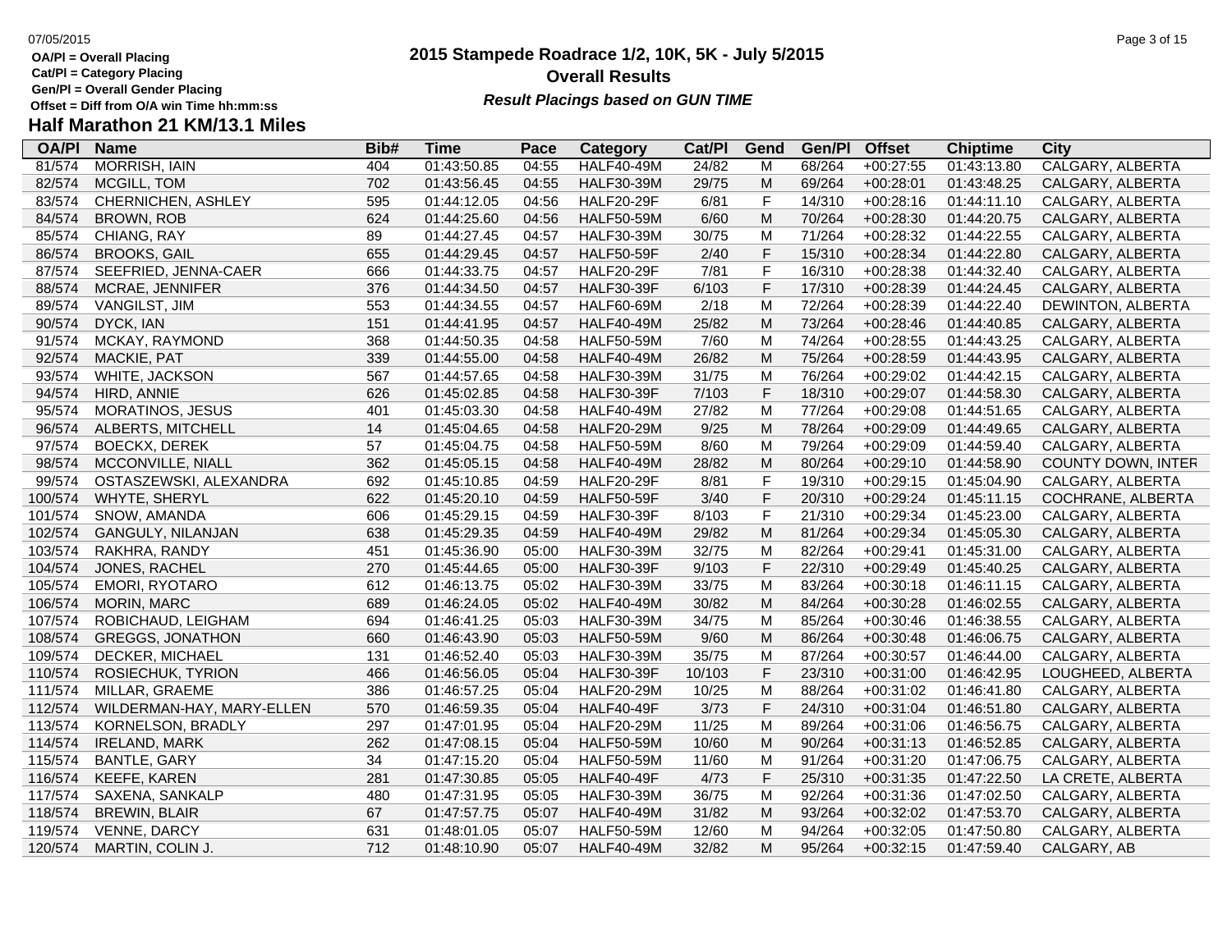OA/Pl = Overall Placing
Cat/Pl = Category Placing
Gen/Pl = Overall Gender Placing
Offset = Diff from O/A win Time hh:mm:ss

# 2015 Stampede Roadrace 1/2, 10K, 5K - July 5/2015

## Overall Results

*Result Placings based on GUN TIME*

## Half Marathon 21 KM/13.1 Miles

| OA/Pl | Name | Bib# | Time | Pace | Category | Cat/Pl | Gend | Gen/Pl | Offset | Chiptime | City |
|---|---|---|---|---|---|---|---|---|---|---|---|
| 81/574 | MORRISH, IAIN | 404 | 01:43:50.85 | 04:55 | HALF40-49M | 24/82 | M | 68/264 | +00:27:55 | 01:43:13.80 | CALGARY, ALBERTA |
| 82/574 | MCGILL, TOM | 702 | 01:43:56.45 | 04:55 | HALF30-39M | 29/75 | M | 69/264 | +00:28:01 | 01:43:48.25 | CALGARY, ALBERTA |
| 83/574 | CHERNICHEN, ASHLEY | 595 | 01:44:12.05 | 04:56 | HALF20-29F | 6/81 | F | 14/310 | +00:28:16 | 01:44:11.10 | CALGARY, ALBERTA |
| 84/574 | BROWN, ROB | 624 | 01:44:25.60 | 04:56 | HALF50-59M | 6/60 | M | 70/264 | +00:28:30 | 01:44:20.75 | CALGARY, ALBERTA |
| 85/574 | CHIANG, RAY | 89 | 01:44:27.45 | 04:57 | HALF30-39M | 30/75 | M | 71/264 | +00:28:32 | 01:44:22.55 | CALGARY, ALBERTA |
| 86/574 | BROOKS, GAIL | 655 | 01:44:29.45 | 04:57 | HALF50-59F | 2/40 | F | 15/310 | +00:28:34 | 01:44:22.80 | CALGARY, ALBERTA |
| 87/574 | SEEFRIED, JENNA-CAER | 666 | 01:44:33.75 | 04:57 | HALF20-29F | 7/81 | F | 16/310 | +00:28:38 | 01:44:32.40 | CALGARY, ALBERTA |
| 88/574 | MCRAE, JENNIFER | 376 | 01:44:34.50 | 04:57 | HALF30-39F | 6/103 | F | 17/310 | +00:28:39 | 01:44:24.45 | CALGARY, ALBERTA |
| 89/574 | VANGILST, JIM | 553 | 01:44:34.55 | 04:57 | HALF60-69M | 2/18 | M | 72/264 | +00:28:39 | 01:44:22.40 | DEWINTON, ALBERTA |
| 90/574 | DYCK, IAN | 151 | 01:44:41.95 | 04:57 | HALF40-49M | 25/82 | M | 73/264 | +00:28:46 | 01:44:40.85 | CALGARY, ALBERTA |
| 91/574 | MCKAY, RAYMOND | 368 | 01:44:50.35 | 04:58 | HALF50-59M | 7/60 | M | 74/264 | +00:28:55 | 01:44:43.25 | CALGARY, ALBERTA |
| 92/574 | MACKIE, PAT | 339 | 01:44:55.00 | 04:58 | HALF40-49M | 26/82 | M | 75/264 | +00:28:59 | 01:44:43.95 | CALGARY, ALBERTA |
| 93/574 | WHITE, JACKSON | 567 | 01:44:57.65 | 04:58 | HALF30-39M | 31/75 | M | 76/264 | +00:29:02 | 01:44:42.15 | CALGARY, ALBERTA |
| 94/574 | HIRD, ANNIE | 626 | 01:45:02.85 | 04:58 | HALF30-39F | 7/103 | F | 18/310 | +00:29:07 | 01:44:58.30 | CALGARY, ALBERTA |
| 95/574 | MORATINOS, JESUS | 401 | 01:45:03.30 | 04:58 | HALF40-49M | 27/82 | M | 77/264 | +00:29:08 | 01:44:51.65 | CALGARY, ALBERTA |
| 96/574 | ALBERTS, MITCHELL | 14 | 01:45:04.65 | 04:58 | HALF20-29M | 9/25 | M | 78/264 | +00:29:09 | 01:44:49.65 | CALGARY, ALBERTA |
| 97/574 | BOECKX, DEREK | 57 | 01:45:04.75 | 04:58 | HALF50-59M | 8/60 | M | 79/264 | +00:29:09 | 01:44:59.40 | CALGARY, ALBERTA |
| 98/574 | MCCONVILLE, NIALL | 362 | 01:45:05.15 | 04:58 | HALF40-49M | 28/82 | M | 80/264 | +00:29:10 | 01:44:58.90 | COUNTY DOWN, INTER |
| 99/574 | OSTASZEWSKI, ALEXANDRA | 692 | 01:45:10.85 | 04:59 | HALF20-29F | 8/81 | F | 19/310 | +00:29:15 | 01:45:04.90 | CALGARY, ALBERTA |
| 100/574 | WHYTE, SHERYL | 622 | 01:45:20.10 | 04:59 | HALF50-59F | 3/40 | F | 20/310 | +00:29:24 | 01:45:11.15 | COCHRANE, ALBERTA |
| 101/574 | SNOW, AMANDA | 606 | 01:45:29.15 | 04:59 | HALF30-39F | 8/103 | F | 21/310 | +00:29:34 | 01:45:23.00 | CALGARY, ALBERTA |
| 102/574 | GANGULY, NILANJAN | 638 | 01:45:29.35 | 04:59 | HALF40-49M | 29/82 | M | 81/264 | +00:29:34 | 01:45:05.30 | CALGARY, ALBERTA |
| 103/574 | RAKHRA, RANDY | 451 | 01:45:36.90 | 05:00 | HALF30-39M | 32/75 | M | 82/264 | +00:29:41 | 01:45:31.00 | CALGARY, ALBERTA |
| 104/574 | JONES, RACHEL | 270 | 01:45:44.65 | 05:00 | HALF30-39F | 9/103 | F | 22/310 | +00:29:49 | 01:45:40.25 | CALGARY, ALBERTA |
| 105/574 | EMORI, RYOTARO | 612 | 01:46:13.75 | 05:02 | HALF30-39M | 33/75 | M | 83/264 | +00:30:18 | 01:46:11.15 | CALGARY, ALBERTA |
| 106/574 | MORIN, MARC | 689 | 01:46:24.05 | 05:02 | HALF40-49M | 30/82 | M | 84/264 | +00:30:28 | 01:46:02.55 | CALGARY, ALBERTA |
| 107/574 | ROBICHAUD, LEIGHAM | 694 | 01:46:41.25 | 05:03 | HALF30-39M | 34/75 | M | 85/264 | +00:30:46 | 01:46:38.55 | CALGARY, ALBERTA |
| 108/574 | GREGGS, JONATHON | 660 | 01:46:43.90 | 05:03 | HALF50-59M | 9/60 | M | 86/264 | +00:30:48 | 01:46:06.75 | CALGARY, ALBERTA |
| 109/574 | DECKER, MICHAEL | 131 | 01:46:52.40 | 05:03 | HALF30-39M | 35/75 | M | 87/264 | +00:30:57 | 01:46:44.00 | CALGARY, ALBERTA |
| 110/574 | ROSIECHUK, TYRION | 466 | 01:46:56.05 | 05:04 | HALF30-39F | 10/103 | F | 23/310 | +00:31:00 | 01:46:42.95 | LOUGHEED, ALBERTA |
| 111/574 | MILLAR, GRAEME | 386 | 01:46:57.25 | 05:04 | HALF20-29M | 10/25 | M | 88/264 | +00:31:02 | 01:46:41.80 | CALGARY, ALBERTA |
| 112/574 | WILDERMAN-HAY, MARY-ELLEN | 570 | 01:46:59.35 | 05:04 | HALF40-49F | 3/73 | F | 24/310 | +00:31:04 | 01:46:51.80 | CALGARY, ALBERTA |
| 113/574 | KORNELSON, BRADLY | 297 | 01:47:01.95 | 05:04 | HALF20-29M | 11/25 | M | 89/264 | +00:31:06 | 01:46:56.75 | CALGARY, ALBERTA |
| 114/574 | IRELAND, MARK | 262 | 01:47:08.15 | 05:04 | HALF50-59M | 10/60 | M | 90/264 | +00:31:13 | 01:46:52.85 | CALGARY, ALBERTA |
| 115/574 | BANTLE, GARY | 34 | 01:47:15.20 | 05:04 | HALF50-59M | 11/60 | M | 91/264 | +00:31:20 | 01:47:06.75 | CALGARY, ALBERTA |
| 116/574 | KEEFE, KAREN | 281 | 01:47:30.85 | 05:05 | HALF40-49F | 4/73 | F | 25/310 | +00:31:35 | 01:47:22.50 | LA CRETE, ALBERTA |
| 117/574 | SAXENA, SANKALP | 480 | 01:47:31.95 | 05:05 | HALF30-39M | 36/75 | M | 92/264 | +00:31:36 | 01:47:02.50 | CALGARY, ALBERTA |
| 118/574 | BREWIN, BLAIR | 67 | 01:47:57.75 | 05:07 | HALF40-49M | 31/82 | M | 93/264 | +00:32:02 | 01:47:53.70 | CALGARY, ALBERTA |
| 119/574 | VENNE, DARCY | 631 | 01:48:01.05 | 05:07 | HALF50-59M | 12/60 | M | 94/264 | +00:32:05 | 01:47:50.80 | CALGARY, ALBERTA |
| 120/574 | MARTIN, COLIN J. | 712 | 01:48:10.90 | 05:07 | HALF40-49M | 32/82 | M | 95/264 | +00:32:15 | 01:47:59.40 | CALGARY, AB |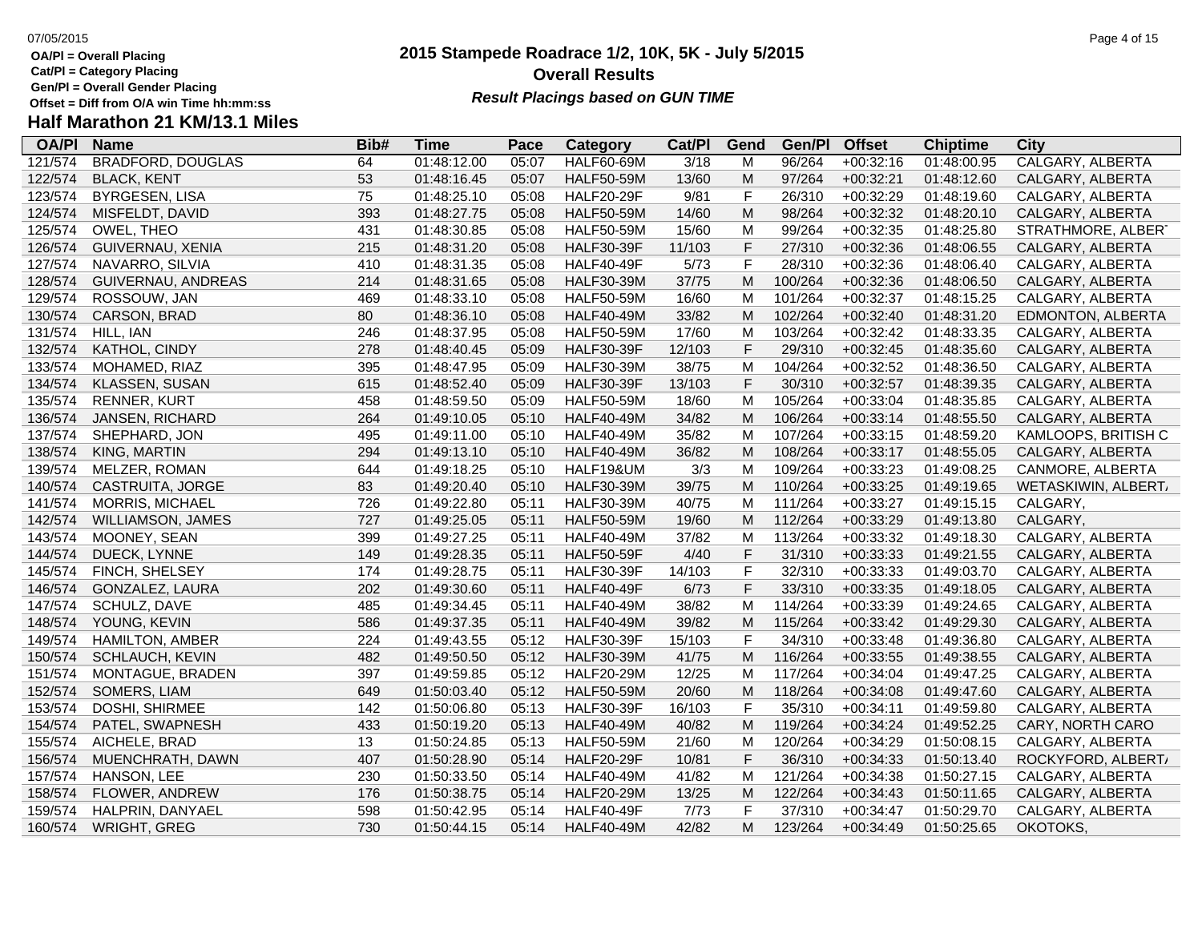**OA/Pl = Overall Placing**
**Cat/Pl = Category Placing**
**Gen/Pl = Overall Gender Placing**
**Offset = Diff from O/A win Time hh:mm:ss**

# 2015 Stampede Roadrace 1/2, 10K, 5K - July 5/2015

## Overall Results

***Result Placings based on GUN TIME***

## Half Marathon 21 KM/13.1 Miles

| OA/Pl | Name | Bib# | Time | Pace | Category | Cat/Pl | Gend | Gen/Pl | Offset | Chiptime | City |
|---|---|---|---|---|---|---|---|---|---|---|---|
| 121/574 | BRADFORD, DOUGLAS | 64 | 01:48:12.00 | 05:07 | HALF60-69M | 3/18 | M | 96/264 | +00:32:16 | 01:48:00.95 | CALGARY, ALBERTA |
| 122/574 | BLACK, KENT | 53 | 01:48:16.45 | 05:07 | HALF50-59M | 13/60 | M | 97/264 | +00:32:21 | 01:48:12.60 | CALGARY, ALBERTA |
| 123/574 | BYRGESEN, LISA | 75 | 01:48:25.10 | 05:08 | HALF20-29F | 9/81 | F | 26/310 | +00:32:29 | 01:48:19.60 | CALGARY, ALBERTA |
| 124/574 | MISFELDT, DAVID | 393 | 01:48:27.75 | 05:08 | HALF50-59M | 14/60 | M | 98/264 | +00:32:32 | 01:48:20.10 | CALGARY, ALBERTA |
| 125/574 | OWEL, THEO | 431 | 01:48:30.85 | 05:08 | HALF50-59M | 15/60 | M | 99/264 | +00:32:35 | 01:48:25.80 | STRATHMORE, ALBERT |
| 126/574 | GUIVERNAU, XENIA | 215 | 01:48:31.20 | 05:08 | HALF30-39F | 11/103 | F | 27/310 | +00:32:36 | 01:48:06.55 | CALGARY, ALBERTA |
| 127/574 | NAVARRO, SILVIA | 410 | 01:48:31.35 | 05:08 | HALF40-49F | 5/73 | F | 28/310 | +00:32:36 | 01:48:06.40 | CALGARY, ALBERTA |
| 128/574 | GUIVERNAU, ANDREAS | 214 | 01:48:31.65 | 05:08 | HALF30-39M | 37/75 | M | 100/264 | +00:32:36 | 01:48:06.50 | CALGARY, ALBERTA |
| 129/574 | ROSSOUW, JAN | 469 | 01:48:33.10 | 05:08 | HALF50-59M | 16/60 | M | 101/264 | +00:32:37 | 01:48:15.25 | CALGARY, ALBERTA |
| 130/574 | CARSON, BRAD | 80 | 01:48:36.10 | 05:08 | HALF40-49M | 33/82 | M | 102/264 | +00:32:40 | 01:48:31.20 | EDMONTON, ALBERTA |
| 131/574 | HILL, IAN | 246 | 01:48:37.95 | 05:08 | HALF50-59M | 17/60 | M | 103/264 | +00:32:42 | 01:48:33.35 | CALGARY, ALBERTA |
| 132/574 | KATHOL, CINDY | 278 | 01:48:40.45 | 05:09 | HALF30-39F | 12/103 | F | 29/310 | +00:32:45 | 01:48:35.60 | CALGARY, ALBERTA |
| 133/574 | MOHAMED, RIAZ | 395 | 01:48:47.95 | 05:09 | HALF30-39M | 38/75 | M | 104/264 | +00:32:52 | 01:48:36.50 | CALGARY, ALBERTA |
| 134/574 | KLASSEN, SUSAN | 615 | 01:48:52.40 | 05:09 | HALF30-39F | 13/103 | F | 30/310 | +00:32:57 | 01:48:39.35 | CALGARY, ALBERTA |
| 135/574 | RENNER, KURT | 458 | 01:48:59.50 | 05:09 | HALF50-59M | 18/60 | M | 105/264 | +00:33:04 | 01:48:35.85 | CALGARY, ALBERTA |
| 136/574 | JANSEN, RICHARD | 264 | 01:49:10.05 | 05:10 | HALF40-49M | 34/82 | M | 106/264 | +00:33:14 | 01:48:55.50 | CALGARY, ALBERTA |
| 137/574 | SHEPHARD, JON | 495 | 01:49:11.00 | 05:10 | HALF40-49M | 35/82 | M | 107/264 | +00:33:15 | 01:48:59.20 | KAMLOOPS, BRITISH C |
| 138/574 | KING, MARTIN | 294 | 01:49:13.10 | 05:10 | HALF40-49M | 36/82 | M | 108/264 | +00:33:17 | 01:48:55.05 | CALGARY, ALBERTA |
| 139/574 | MELZER, ROMAN | 644 | 01:49:18.25 | 05:10 | HALF19&UM | 3/3 | M | 109/264 | +00:33:23 | 01:49:08.25 | CANMORE, ALBERTA |
| 140/574 | CASTRUITA, JORGE | 83 | 01:49:20.40 | 05:10 | HALF30-39M | 39/75 | M | 110/264 | +00:33:25 | 01:49:19.65 | WETASKIWIN, ALBERT/ |
| 141/574 | MORRIS, MICHAEL | 726 | 01:49:22.80 | 05:11 | HALF30-39M | 40/75 | M | 111/264 | +00:33:27 | 01:49:15.15 | CALGARY, |
| 142/574 | WILLIAMSON, JAMES | 727 | 01:49:25.05 | 05:11 | HALF50-59M | 19/60 | M | 112/264 | +00:33:29 | 01:49:13.80 | CALGARY, |
| 143/574 | MOONEY, SEAN | 399 | 01:49:27.25 | 05:11 | HALF40-49M | 37/82 | M | 113/264 | +00:33:32 | 01:49:18.30 | CALGARY, ALBERTA |
| 144/574 | DUECK, LYNNE | 149 | 01:49:28.35 | 05:11 | HALF50-59F | 4/40 | F | 31/310 | +00:33:33 | 01:49:21.55 | CALGARY, ALBERTA |
| 145/574 | FINCH, SHELSEY | 174 | 01:49:28.75 | 05:11 | HALF30-39F | 14/103 | F | 32/310 | +00:33:33 | 01:49:03.70 | CALGARY, ALBERTA |
| 146/574 | GONZALEZ, LAURA | 202 | 01:49:30.60 | 05:11 | HALF40-49F | 6/73 | F | 33/310 | +00:33:35 | 01:49:18.05 | CALGARY, ALBERTA |
| 147/574 | SCHULZ, DAVE | 485 | 01:49:34.45 | 05:11 | HALF40-49M | 38/82 | M | 114/264 | +00:33:39 | 01:49:24.65 | CALGARY, ALBERTA |
| 148/574 | YOUNG, KEVIN | 586 | 01:49:37.35 | 05:11 | HALF40-49M | 39/82 | M | 115/264 | +00:33:42 | 01:49:29.30 | CALGARY, ALBERTA |
| 149/574 | HAMILTON, AMBER | 224 | 01:49:43.55 | 05:12 | HALF30-39F | 15/103 | F | 34/310 | +00:33:48 | 01:49:36.80 | CALGARY, ALBERTA |
| 150/574 | SCHLAUCH, KEVIN | 482 | 01:49:50.50 | 05:12 | HALF30-39M | 41/75 | M | 116/264 | +00:33:55 | 01:49:38.55 | CALGARY, ALBERTA |
| 151/574 | MONTAGUE, BRADEN | 397 | 01:49:59.85 | 05:12 | HALF20-29M | 12/25 | M | 117/264 | +00:34:04 | 01:49:47.25 | CALGARY, ALBERTA |
| 152/574 | SOMERS, LIAM | 649 | 01:50:03.40 | 05:12 | HALF50-59M | 20/60 | M | 118/264 | +00:34:08 | 01:49:47.60 | CALGARY, ALBERTA |
| 153/574 | DOSHI, SHIRMEE | 142 | 01:50:06.80 | 05:13 | HALF30-39F | 16/103 | F | 35/310 | +00:34:11 | 01:49:59.80 | CALGARY, ALBERTA |
| 154/574 | PATEL, SWAPNESH | 433 | 01:50:19.20 | 05:13 | HALF40-49M | 40/82 | M | 119/264 | +00:34:24 | 01:49:52.25 | CARY, NORTH CARO |
| 155/574 | AICHELE, BRAD | 13 | 01:50:24.85 | 05:13 | HALF50-59M | 21/60 | M | 120/264 | +00:34:29 | 01:50:08.15 | CALGARY, ALBERTA |
| 156/574 | MUENCHRATH, DAWN | 407 | 01:50:28.90 | 05:14 | HALF20-29F | 10/81 | F | 36/310 | +00:34:33 | 01:50:13.40 | ROCKYFORD, ALBERT/ |
| 157/574 | HANSON, LEE | 230 | 01:50:33.50 | 05:14 | HALF40-49M | 41/82 | M | 121/264 | +00:34:38 | 01:50:27.15 | CALGARY, ALBERTA |
| 158/574 | FLOWER, ANDREW | 176 | 01:50:38.75 | 05:14 | HALF20-29M | 13/25 | M | 122/264 | +00:34:43 | 01:50:11.65 | CALGARY, ALBERTA |
| 159/574 | HALPRIN, DANYAEL | 598 | 01:50:42.95 | 05:14 | HALF40-49F | 7/73 | F | 37/310 | +00:34:47 | 01:50:29.70 | CALGARY, ALBERTA |
| 160/574 | WRIGHT, GREG | 730 | 01:50:44.15 | 05:14 | HALF40-49M | 42/82 | M | 123/264 | +00:34:49 | 01:50:25.65 | OKOTOKS, |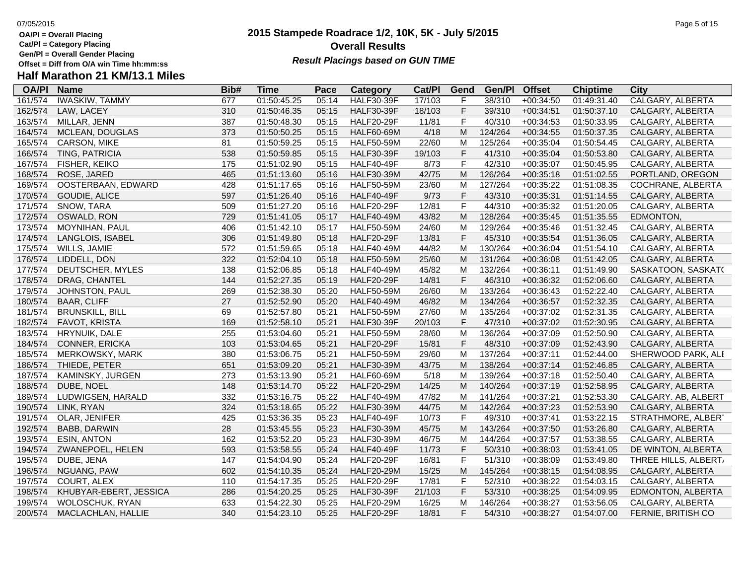OA/Pl = Overall Placing
Cat/Pl = Category Placing
Gen/Pl = Overall Gender Placing
Offset = Diff from O/A win Time hh:mm:ss

# 2015 Stampede Roadrace 1/2, 10K, 5K - July 5/2015

## Overall Results

*Result Placings based on GUN TIME*

## Half Marathon 21 KM/13.1 Miles

| OA/Pl | Name | Bib# | Time | Pace | Category | Cat/Pl | Gend | Gen/Pl | Offset | Chiptime | City |
|---|---|---|---|---|---|---|---|---|---|---|---|
| 161/574 | IWASKIW, TAMMY | 677 | 01:50:45.25 | 05:14 | HALF30-39F | 17/103 | F | 38/310 | +00:34:50 | 01:49:31.40 | CALGARY, ALBERTA |
| 162/574 | LAW, LACEY | 310 | 01:50:46.35 | 05:15 | HALF30-39F | 18/103 | F | 39/310 | +00:34:51 | 01:50:37.10 | CALGARY, ALBERTA |
| 163/574 | MILLAR, JENN | 387 | 01:50:48.30 | 05:15 | HALF20-29F | 11/81 | F | 40/310 | +00:34:53 | 01:50:33.95 | CALGARY, ALBERTA |
| 164/574 | MCLEAN, DOUGLAS | 373 | 01:50:50.25 | 05:15 | HALF60-69M | 4/18 | M | 124/264 | +00:34:55 | 01:50:37.35 | CALGARY, ALBERTA |
| 165/574 | CARSON, MIKE | 81 | 01:50:59.25 | 05:15 | HALF50-59M | 22/60 | M | 125/264 | +00:35:04 | 01:50:54.45 | CALGARY, ALBERTA |
| 166/574 | TING, PATRICIA | 538 | 01:50:59.85 | 05:15 | HALF30-39F | 19/103 | F | 41/310 | +00:35:04 | 01:50:53.80 | CALGARY, ALBERTA |
| 167/574 | FISHER, KEIKO | 175 | 01:51:02.90 | 05:15 | HALF40-49F | 8/73 | F | 42/310 | +00:35:07 | 01:50:45.95 | CALGARY, ALBERTA |
| 168/574 | ROSE, JARED | 465 | 01:51:13.60 | 05:16 | HALF30-39M | 42/75 | M | 126/264 | +00:35:18 | 01:51:02.55 | PORTLAND, OREGON |
| 169/574 | OOSTERBAAN, EDWARD | 428 | 01:51:17.65 | 05:16 | HALF50-59M | 23/60 | M | 127/264 | +00:35:22 | 01:51:08.35 | COCHRANE, ALBERTA |
| 170/574 | GOUDIE, ALICE | 597 | 01:51:26.40 | 05:16 | HALF40-49F | 9/73 | F | 43/310 | +00:35:31 | 01:51:14.55 | CALGARY, ALBERTA |
| 171/574 | SNOW, TARA | 509 | 01:51:27.20 | 05:16 | HALF20-29F | 12/81 | F | 44/310 | +00:35:32 | 01:51:20.05 | CALGARY, ALBERTA |
| 172/574 | OSWALD, RON | 729 | 01:51:41.05 | 05:17 | HALF40-49M | 43/82 | M | 128/264 | +00:35:45 | 01:51:35.55 | EDMONTON, |
| 173/574 | MOYNIHAN, PAUL | 406 | 01:51:42.10 | 05:17 | HALF50-59M | 24/60 | M | 129/264 | +00:35:46 | 01:51:32.45 | CALGARY, ALBERTA |
| 174/574 | LANGLOIS, ISABEL | 306 | 01:51:49.80 | 05:18 | HALF20-29F | 13/81 | F | 45/310 | +00:35:54 | 01:51:36.05 | CALGARY, ALBERTA |
| 175/574 | WILLS, JAMIE | 572 | 01:51:59.65 | 05:18 | HALF40-49M | 44/82 | M | 130/264 | +00:36:04 | 01:51:54.10 | CALGARY, ALBERTA |
| 176/574 | LIDDELL, DON | 322 | 01:52:04.10 | 05:18 | HALF50-59M | 25/60 | M | 131/264 | +00:36:08 | 01:51:42.05 | CALGARY, ALBERTA |
| 177/574 | DEUTSCHER, MYLES | 138 | 01:52:06.85 | 05:18 | HALF40-49M | 45/82 | M | 132/264 | +00:36:11 | 01:51:49.90 | SASKATOON, SASKATC |
| 178/574 | DRAG, CHANTEL | 144 | 01:52:27.35 | 05:19 | HALF20-29F | 14/81 | F | 46/310 | +00:36:32 | 01:52:06.60 | CALGARY, ALBERTA |
| 179/574 | JOHNSTON, PAUL | 269 | 01:52:38.30 | 05:20 | HALF50-59M | 26/60 | M | 133/264 | +00:36:43 | 01:52:22.40 | CALGARY, ALBERTA |
| 180/574 | BAAR, CLIFF | 27 | 01:52:52.90 | 05:20 | HALF40-49M | 46/82 | M | 134/264 | +00:36:57 | 01:52:32.35 | CALGARY, ALBERTA |
| 181/574 | BRUNSKILL, BILL | 69 | 01:52:57.80 | 05:21 | HALF50-59M | 27/60 | M | 135/264 | +00:37:02 | 01:52:31.35 | CALGARY, ALBERTA |
| 182/574 | FAVOT, KRISTA | 169 | 01:52:58.10 | 05:21 | HALF30-39F | 20/103 | F | 47/310 | +00:37:02 | 01:52:30.95 | CALGARY, ALBERTA |
| 183/574 | HRYNUIK, DALE | 255 | 01:53:04.60 | 05:21 | HALF50-59M | 28/60 | M | 136/264 | +00:37:09 | 01:52:50.90 | CALGARY, ALBERTA |
| 184/574 | CONNER, ERICKA | 103 | 01:53:04.65 | 05:21 | HALF20-29F | 15/81 | F | 48/310 | +00:37:09 | 01:52:43.90 | CALGARY, ALBERTA |
| 185/574 | MERKOWSKY, MARK | 380 | 01:53:06.75 | 05:21 | HALF50-59M | 29/60 | M | 137/264 | +00:37:11 | 01:52:44.00 | SHERWOOD PARK, ALI |
| 186/574 | THIEDE, PETER | 651 | 01:53:09.20 | 05:21 | HALF30-39M | 43/75 | M | 138/264 | +00:37:14 | 01:52:46.85 | CALGARY, ALBERTA |
| 187/574 | KAMINSKY, JURGEN | 273 | 01:53:13.90 | 05:21 | HALF60-69M | 5/18 | M | 139/264 | +00:37:18 | 01:52:50.40 | CALGARY, ALBERTA |
| 188/574 | DUBE, NOEL | 148 | 01:53:14.70 | 05:22 | HALF20-29M | 14/25 | M | 140/264 | +00:37:19 | 01:52:58.95 | CALGARY, ALBERTA |
| 189/574 | LUDWIGSEN, HARALD | 332 | 01:53:16.75 | 05:22 | HALF40-49M | 47/82 | M | 141/264 | +00:37:21 | 01:52:53.30 | CALGARY. AB, ALBERT |
| 190/574 | LINK, RYAN | 324 | 01:53:18.65 | 05:22 | HALF30-39M | 44/75 | M | 142/264 | +00:37:23 | 01:52:53.90 | CALGARY, ALBERTA |
| 191/574 | OLAR, JENIFER | 425 | 01:53:36.35 | 05:23 | HALF40-49F | 10/73 | F | 49/310 | +00:37:41 | 01:53:22.15 | STRATHMORE, ALBERT |
| 192/574 | BABB, DARWIN | 28 | 01:53:45.55 | 05:23 | HALF30-39M | 45/75 | M | 143/264 | +00:37:50 | 01:53:26.80 | CALGARY, ALBERTA |
| 193/574 | ESIN, ANTON | 162 | 01:53:52.20 | 05:23 | HALF30-39M | 46/75 | M | 144/264 | +00:37:57 | 01:53:38.55 | CALGARY, ALBERTA |
| 194/574 | ZWANEPOEL, HELEN | 593 | 01:53:58.55 | 05:24 | HALF40-49F | 11/73 | F | 50/310 | +00:38:03 | 01:53:41.05 | DE WINTON, ALBERTA |
| 195/574 | DUBE, JENA | 147 | 01:54:04.90 | 05:24 | HALF20-29F | 16/81 | F | 51/310 | +00:38:09 | 01:53:49.80 | THREE HILLS, ALBERTA |
| 196/574 | NGUANG, PAW | 602 | 01:54:10.35 | 05:24 | HALF20-29M | 15/25 | M | 145/264 | +00:38:15 | 01:54:08.95 | CALGARY, ALBERTA |
| 197/574 | COURT, ALEX | 110 | 01:54:17.35 | 05:25 | HALF20-29F | 17/81 | F | 52/310 | +00:38:22 | 01:54:03.15 | CALGARY, ALBERTA |
| 198/574 | KHUBYAR-EBERT, JESSICA | 286 | 01:54:20.25 | 05:25 | HALF30-39F | 21/103 | F | 53/310 | +00:38:25 | 01:54:09.95 | EDMONTON, ALBERTA |
| 199/574 | WOLOSCHUK, RYAN | 633 | 01:54:22.30 | 05:25 | HALF20-29M | 16/25 | M | 146/264 | +00:38:27 | 01:53:56.05 | CALGARY, ALBERTA |
| 200/574 | MACLACHLAN, HALLIE | 340 | 01:54:23.10 | 05:25 | HALF20-29F | 18/81 | F | 54/310 | +00:38:27 | 01:54:07.00 | FERNIE, BRITISH CO |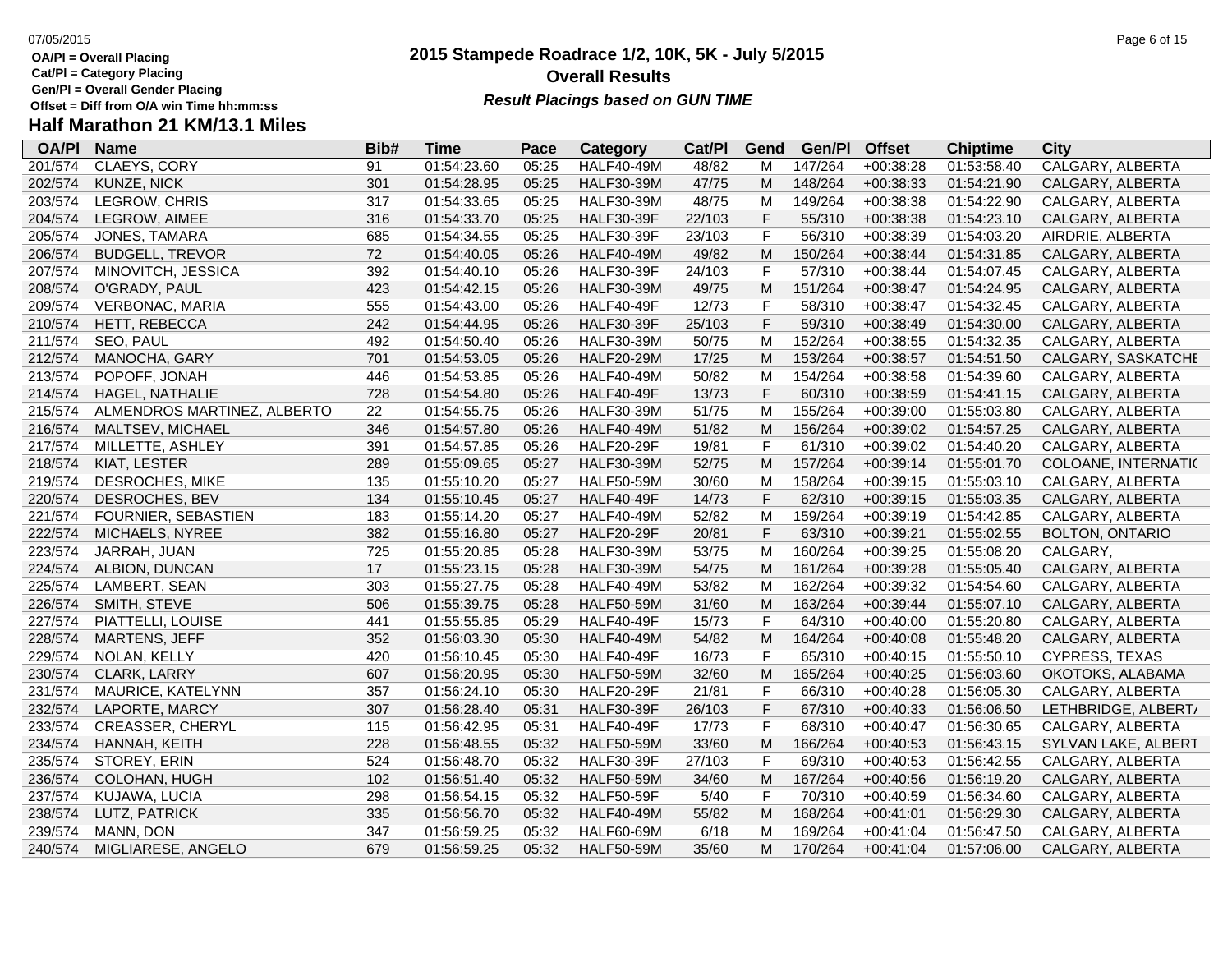**OA/Pl = Overall Placing**
**Cat/Pl = Category Placing**
**Gen/Pl = Overall Gender Placing**
**Offset = Diff from O/A win Time hh:mm:ss**

# 2015 Stampede Roadrace 1/2, 10K, 5K - July 5/2015

## Overall Results

***Result Placings based on GUN TIME***

## Half Marathon 21 KM/13.1 Miles

| OA/Pl | Name | Bib# | Time | Pace | Category | Cat/Pl | Gend | Gen/Pl | Offset | Chiptime | City |
|---|---|---|---|---|---|---|---|---|---|---|---|
| 201/574 | CLAEYS, CORY | 91 | 01:54:23.60 | 05:25 | HALF40-49M | 48/82 | M | 147/264 | +00:38:28 | 01:53:58.40 | CALGARY, ALBERTA |
| 202/574 | KUNZE, NICK | 301 | 01:54:28.95 | 05:25 | HALF30-39M | 47/75 | M | 148/264 | +00:38:33 | 01:54:21.90 | CALGARY, ALBERTA |
| 203/574 | LEGROW, CHRIS | 317 | 01:54:33.65 | 05:25 | HALF30-39M | 48/75 | M | 149/264 | +00:38:38 | 01:54:22.90 | CALGARY, ALBERTA |
| 204/574 | LEGROW, AIMEE | 316 | 01:54:33.70 | 05:25 | HALF30-39F | 22/103 | F | 55/310 | +00:38:38 | 01:54:23.10 | CALGARY, ALBERTA |
| 205/574 | JONES, TAMARA | 685 | 01:54:34.55 | 05:25 | HALF30-39F | 23/103 | F | 56/310 | +00:38:39 | 01:54:03.20 | AIRDRIE, ALBERTA |
| 206/574 | BUDGELL, TREVOR | 72 | 01:54:40.05 | 05:26 | HALF40-49M | 49/82 | M | 150/264 | +00:38:44 | 01:54:31.85 | CALGARY, ALBERTA |
| 207/574 | MINOVITCH, JESSICA | 392 | 01:54:40.10 | 05:26 | HALF30-39F | 24/103 | F | 57/310 | +00:38:44 | 01:54:07.45 | CALGARY, ALBERTA |
| 208/574 | O'GRADY, PAUL | 423 | 01:54:42.15 | 05:26 | HALF30-39M | 49/75 | M | 151/264 | +00:38:47 | 01:54:24.95 | CALGARY, ALBERTA |
| 209/574 | VERBONAC, MARIA | 555 | 01:54:43.00 | 05:26 | HALF40-49F | 12/73 | F | 58/310 | +00:38:47 | 01:54:32.45 | CALGARY, ALBERTA |
| 210/574 | HETT, REBECCA | 242 | 01:54:44.95 | 05:26 | HALF30-39F | 25/103 | F | 59/310 | +00:38:49 | 01:54:30.00 | CALGARY, ALBERTA |
| 211/574 | SEO, PAUL | 492 | 01:54:50.40 | 05:26 | HALF30-39M | 50/75 | M | 152/264 | +00:38:55 | 01:54:32.35 | CALGARY, ALBERTA |
| 212/574 | MANOCHA, GARY | 701 | 01:54:53.05 | 05:26 | HALF20-29M | 17/25 | M | 153/264 | +00:38:57 | 01:54:51.50 | CALGARY, SASKATCHE |
| 213/574 | POPOFF, JONAH | 446 | 01:54:53.85 | 05:26 | HALF40-49M | 50/82 | M | 154/264 | +00:38:58 | 01:54:39.60 | CALGARY, ALBERTA |
| 214/574 | HAGEL, NATHALIE | 728 | 01:54:54.80 | 05:26 | HALF40-49F | 13/73 | F | 60/310 | +00:38:59 | 01:54:41.15 | CALGARY, ALBERTA |
| 215/574 | ALMENDROS MARTINEZ, ALBERTO | 22 | 01:54:55.75 | 05:26 | HALF30-39M | 51/75 | M | 155/264 | +00:39:00 | 01:55:03.80 | CALGARY, ALBERTA |
| 216/574 | MALTSEV, MICHAEL | 346 | 01:54:57.80 | 05:26 | HALF40-49M | 51/82 | M | 156/264 | +00:39:02 | 01:54:57.25 | CALGARY, ALBERTA |
| 217/574 | MILLETTE, ASHLEY | 391 | 01:54:57.85 | 05:26 | HALF20-29F | 19/81 | F | 61/310 | +00:39:02 | 01:54:40.20 | CALGARY, ALBERTA |
| 218/574 | KIAT, LESTER | 289 | 01:55:09.65 | 05:27 | HALF30-39M | 52/75 | M | 157/264 | +00:39:14 | 01:55:01.70 | COLOANE, INTERNATIO |
| 219/574 | DESROCHES, MIKE | 135 | 01:55:10.20 | 05:27 | HALF50-59M | 30/60 | M | 158/264 | +00:39:15 | 01:55:03.10 | CALGARY, ALBERTA |
| 220/574 | DESROCHES, BEV | 134 | 01:55:10.45 | 05:27 | HALF40-49F | 14/73 | F | 62/310 | +00:39:15 | 01:55:03.35 | CALGARY, ALBERTA |
| 221/574 | FOURNIER, SEBASTIEN | 183 | 01:55:14.20 | 05:27 | HALF40-49M | 52/82 | M | 159/264 | +00:39:19 | 01:54:42.85 | CALGARY, ALBERTA |
| 222/574 | MICHAELS, NYREE | 382 | 01:55:16.80 | 05:27 | HALF20-29F | 20/81 | F | 63/310 | +00:39:21 | 01:55:02.55 | BOLTON, ONTARIO |
| 223/574 | JARRAH, JUAN | 725 | 01:55:20.85 | 05:28 | HALF30-39M | 53/75 | M | 160/264 | +00:39:25 | 01:55:08.20 | CALGARY, |
| 224/574 | ALBION, DUNCAN | 17 | 01:55:23.15 | 05:28 | HALF30-39M | 54/75 | M | 161/264 | +00:39:28 | 01:55:05.40 | CALGARY, ALBERTA |
| 225/574 | LAMBERT, SEAN | 303 | 01:55:27.75 | 05:28 | HALF40-49M | 53/82 | M | 162/264 | +00:39:32 | 01:54:54.60 | CALGARY, ALBERTA |
| 226/574 | SMITH, STEVE | 506 | 01:55:39.75 | 05:28 | HALF50-59M | 31/60 | M | 163/264 | +00:39:44 | 01:55:07.10 | CALGARY, ALBERTA |
| 227/574 | PIATTELLI, LOUISE | 441 | 01:55:55.85 | 05:29 | HALF40-49F | 15/73 | F | 64/310 | +00:40:00 | 01:55:20.80 | CALGARY, ALBERTA |
| 228/574 | MARTENS, JEFF | 352 | 01:56:03.30 | 05:30 | HALF40-49M | 54/82 | M | 164/264 | +00:40:08 | 01:55:48.20 | CALGARY, ALBERTA |
| 229/574 | NOLAN, KELLY | 420 | 01:56:10.45 | 05:30 | HALF40-49F | 16/73 | F | 65/310 | +00:40:15 | 01:55:50.10 | CYPRESS, TEXAS |
| 230/574 | CLARK, LARRY | 607 | 01:56:20.95 | 05:30 | HALF50-59M | 32/60 | M | 165/264 | +00:40:25 | 01:56:03.60 | OKOTOKS, ALABAMA |
| 231/574 | MAURICE, KATELYNN | 357 | 01:56:24.10 | 05:30 | HALF20-29F | 21/81 | F | 66/310 | +00:40:28 | 01:56:05.30 | CALGARY, ALBERTA |
| 232/574 | LAPORTE, MARCY | 307 | 01:56:28.40 | 05:31 | HALF30-39F | 26/103 | F | 67/310 | +00:40:33 | 01:56:06.50 | LETHBRIDGE, ALBERTA |
| 233/574 | CREASSER, CHERYL | 115 | 01:56:42.95 | 05:31 | HALF40-49F | 17/73 | F | 68/310 | +00:40:47 | 01:56:30.65 | CALGARY, ALBERTA |
| 234/574 | HANNAH, KEITH | 228 | 01:56:48.55 | 05:32 | HALF50-59M | 33/60 | M | 166/264 | +00:40:53 | 01:56:43.15 | SYLVAN LAKE, ALBERT |
| 235/574 | STOREY, ERIN | 524 | 01:56:48.70 | 05:32 | HALF30-39F | 27/103 | F | 69/310 | +00:40:53 | 01:56:42.55 | CALGARY, ALBERTA |
| 236/574 | COLOHAN, HUGH | 102 | 01:56:51.40 | 05:32 | HALF50-59M | 34/60 | M | 167/264 | +00:40:56 | 01:56:19.20 | CALGARY, ALBERTA |
| 237/574 | KUJAWA, LUCIA | 298 | 01:56:54.15 | 05:32 | HALF50-59F | 5/40 | F | 70/310 | +00:40:59 | 01:56:34.60 | CALGARY, ALBERTA |
| 238/574 | LUTZ, PATRICK | 335 | 01:56:56.70 | 05:32 | HALF40-49M | 55/82 | M | 168/264 | +00:41:01 | 01:56:29.30 | CALGARY, ALBERTA |
| 239/574 | MANN, DON | 347 | 01:56:59.25 | 05:32 | HALF60-69M | 6/18 | M | 169/264 | +00:41:04 | 01:56:47.50 | CALGARY, ALBERTA |
| 240/574 | MIGLIARESE, ANGELO | 679 | 01:56:59.25 | 05:32 | HALF50-59M | 35/60 | M | 170/264 | +00:41:04 | 01:57:06.00 | CALGARY, ALBERTA |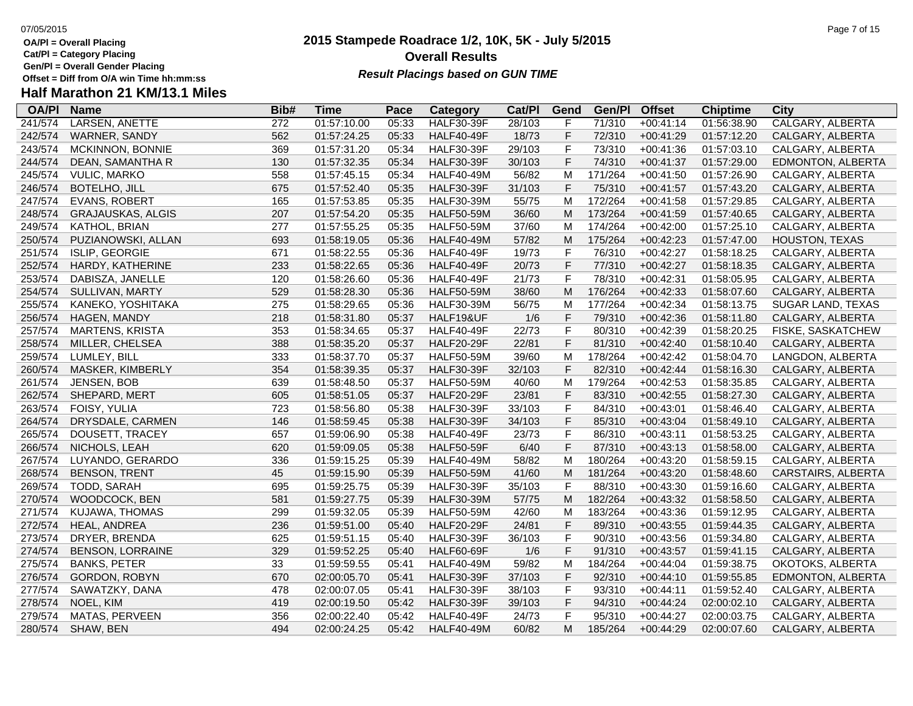**OA/Pl = Overall Placing**
**Cat/Pl = Category Placing**
**Gen/Pl = Overall Gender Placing**
**Offset = Diff from O/A win Time hh:mm:ss**

# 2015 Stampede Roadrace 1/2, 10K, 5K - July 5/2015
## Overall Results
***Result Placings based on GUN TIME***

## Half Marathon 21 KM/13.1 Miles

| OA/Pl | Name | Bib# | Time | Pace | Category | Cat/Pl | Gend | Gen/Pl | Offset | Chiptime | City |
|---|---|---|---|---|---|---|---|---|---|---|---|
| 241/574 | LARSEN, ANETTE | 272 | 01:57:10.00 | 05:33 | HALF30-39F | 28/103 | F | 71/310 | +00:41:14 | 01:56:38.90 | CALGARY, ALBERTA |
| 242/574 | WARNER, SANDY | 562 | 01:57:24.25 | 05:33 | HALF40-49F | 18/73 | F | 72/310 | +00:41:29 | 01:57:12.20 | CALGARY, ALBERTA |
| 243/574 | MCKINNON, BONNIE | 369 | 01:57:31.20 | 05:34 | HALF30-39F | 29/103 | F | 73/310 | +00:41:36 | 01:57:03.10 | CALGARY, ALBERTA |
| 244/574 | DEAN, SAMANTHA R | 130 | 01:57:32.35 | 05:34 | HALF30-39F | 30/103 | F | 74/310 | +00:41:37 | 01:57:29.00 | EDMONTON, ALBERTA |
| 245/574 | VULIC, MARKO | 558 | 01:57:45.15 | 05:34 | HALF40-49M | 56/82 | M | 171/264 | +00:41:50 | 01:57:26.90 | CALGARY, ALBERTA |
| 246/574 | BOTELHO, JILL | 675 | 01:57:52.40 | 05:35 | HALF30-39F | 31/103 | F | 75/310 | +00:41:57 | 01:57:43.20 | CALGARY, ALBERTA |
| 247/574 | EVANS, ROBERT | 165 | 01:57:53.85 | 05:35 | HALF30-39M | 55/75 | M | 172/264 | +00:41:58 | 01:57:29.85 | CALGARY, ALBERTA |
| 248/574 | GRAJAUSKAS, ALGIS | 207 | 01:57:54.20 | 05:35 | HALF50-59M | 36/60 | M | 173/264 | +00:41:59 | 01:57:40.65 | CALGARY, ALBERTA |
| 249/574 | KATHOL, BRIAN | 277 | 01:57:55.25 | 05:35 | HALF50-59M | 37/60 | M | 174/264 | +00:42:00 | 01:57:25.10 | CALGARY, ALBERTA |
| 250/574 | PUZIANOWSKI, ALLAN | 693 | 01:58:19.05 | 05:36 | HALF40-49M | 57/82 | M | 175/264 | +00:42:23 | 01:57:47.00 | HOUSTON, TEXAS |
| 251/574 | ISLIP, GEORGIE | 671 | 01:58:22.55 | 05:36 | HALF40-49F | 19/73 | F | 76/310 | +00:42:27 | 01:58:18.25 | CALGARY, ALBERTA |
| 252/574 | HARDY, KATHERINE | 233 | 01:58:22.65 | 05:36 | HALF40-49F | 20/73 | F | 77/310 | +00:42:27 | 01:58:18.35 | CALGARY, ALBERTA |
| 253/574 | DABISZA, JANELLE | 120 | 01:58:26.60 | 05:36 | HALF40-49F | 21/73 | F | 78/310 | +00:42:31 | 01:58:05.95 | CALGARY, ALBERTA |
| 254/574 | SULLIVAN, MARTY | 529 | 01:58:28.30 | 05:36 | HALF50-59M | 38/60 | M | 176/264 | +00:42:33 | 01:58:07.60 | CALGARY, ALBERTA |
| 255/574 | KANEKO, YOSHITAKA | 275 | 01:58:29.65 | 05:36 | HALF30-39M | 56/75 | M | 177/264 | +00:42:34 | 01:58:13.75 | SUGAR LAND, TEXAS |
| 256/574 | HAGEN, MANDY | 218 | 01:58:31.80 | 05:37 | HALF19&UF | 1/6 | F | 79/310 | +00:42:36 | 01:58:11.80 | CALGARY, ALBERTA |
| 257/574 | MARTENS, KRISTA | 353 | 01:58:34.65 | 05:37 | HALF40-49F | 22/73 | F | 80/310 | +00:42:39 | 01:58:20.25 | FISKE, SASKATCHEW |
| 258/574 | MILLER, CHELSEA | 388 | 01:58:35.20 | 05:37 | HALF20-29F | 22/81 | F | 81/310 | +00:42:40 | 01:58:10.40 | CALGARY, ALBERTA |
| 259/574 | LUMLEY, BILL | 333 | 01:58:37.70 | 05:37 | HALF50-59M | 39/60 | M | 178/264 | +00:42:42 | 01:58:04.70 | LANGDON, ALBERTA |
| 260/574 | MASKER, KIMBERLY | 354 | 01:58:39.35 | 05:37 | HALF30-39F | 32/103 | F | 82/310 | +00:42:44 | 01:58:16.30 | CALGARY, ALBERTA |
| 261/574 | JENSEN, BOB | 639 | 01:58:48.50 | 05:37 | HALF50-59M | 40/60 | M | 179/264 | +00:42:53 | 01:58:35.85 | CALGARY, ALBERTA |
| 262/574 | SHEPARD, MERT | 605 | 01:58:51.05 | 05:37 | HALF20-29F | 23/81 | F | 83/310 | +00:42:55 | 01:58:27.30 | CALGARY, ALBERTA |
| 263/574 | FOISY, YULIA | 723 | 01:58:56.80 | 05:38 | HALF30-39F | 33/103 | F | 84/310 | +00:43:01 | 01:58:46.40 | CALGARY, ALBERTA |
| 264/574 | DRYSDALE, CARMEN | 146 | 01:58:59.45 | 05:38 | HALF30-39F | 34/103 | F | 85/310 | +00:43:04 | 01:58:49.10 | CALGARY, ALBERTA |
| 265/574 | DOUSETT, TRACEY | 657 | 01:59:06.90 | 05:38 | HALF40-49F | 23/73 | F | 86/310 | +00:43:11 | 01:58:53.25 | CALGARY, ALBERTA |
| 266/574 | NICHOLS, LEAH | 620 | 01:59:09.05 | 05:38 | HALF50-59F | 6/40 | F | 87/310 | +00:43:13 | 01:58:58.00 | CALGARY, ALBERTA |
| 267/574 | LUYANDO, GERARDO | 336 | 01:59:15.25 | 05:39 | HALF40-49M | 58/82 | M | 180/264 | +00:43:20 | 01:58:59.15 | CALGARY, ALBERTA |
| 268/574 | BENSON, TRENT | 45 | 01:59:15.90 | 05:39 | HALF50-59M | 41/60 | M | 181/264 | +00:43:20 | 01:58:48.60 | CARSTAIRS, ALBERTA |
| 269/574 | TODD, SARAH | 695 | 01:59:25.75 | 05:39 | HALF30-39F | 35/103 | F | 88/310 | +00:43:30 | 01:59:16.60 | CALGARY, ALBERTA |
| 270/574 | WOODCOCK, BEN | 581 | 01:59:27.75 | 05:39 | HALF30-39M | 57/75 | M | 182/264 | +00:43:32 | 01:58:58.50 | CALGARY, ALBERTA |
| 271/574 | KUJAWA, THOMAS | 299 | 01:59:32.05 | 05:39 | HALF50-59M | 42/60 | M | 183/264 | +00:43:36 | 01:59:12.95 | CALGARY, ALBERTA |
| 272/574 | HEAL, ANDREA | 236 | 01:59:51.00 | 05:40 | HALF20-29F | 24/81 | F | 89/310 | +00:43:55 | 01:59:44.35 | CALGARY, ALBERTA |
| 273/574 | DRYER, BRENDA | 625 | 01:59:51.15 | 05:40 | HALF30-39F | 36/103 | F | 90/310 | +00:43:56 | 01:59:34.80 | CALGARY, ALBERTA |
| 274/574 | BENSON, LORRAINE | 329 | 01:59:52.25 | 05:40 | HALF60-69F | 1/6 | F | 91/310 | +00:43:57 | 01:59:41.15 | CALGARY, ALBERTA |
| 275/574 | BANKS, PETER | 33 | 01:59:59.55 | 05:41 | HALF40-49M | 59/82 | M | 184/264 | +00:44:04 | 01:59:38.75 | OKOTOKS, ALBERTA |
| 276/574 | GORDON, ROBYN | 670 | 02:00:05.70 | 05:41 | HALF30-39F | 37/103 | F | 92/310 | +00:44:10 | 01:59:55.85 | EDMONTON, ALBERTA |
| 277/574 | SAWATZKY, DANA | 478 | 02:00:07.05 | 05:41 | HALF30-39F | 38/103 | F | 93/310 | +00:44:11 | 01:59:52.40 | CALGARY, ALBERTA |
| 278/574 | NOEL, KIM | 419 | 02:00:19.50 | 05:42 | HALF30-39F | 39/103 | F | 94/310 | +00:44:24 | 02:00:02.10 | CALGARY, ALBERTA |
| 279/574 | MATAS, PERVEEN | 356 | 02:00:22.40 | 05:42 | HALF40-49F | 24/73 | F | 95/310 | +00:44:27 | 02:00:03.75 | CALGARY, ALBERTA |
| 280/574 | SHAW, BEN | 494 | 02:00:24.25 | 05:42 | HALF40-49M | 60/82 | M | 185/264 | +00:44:29 | 02:00:07.60 | CALGARY, ALBERTA |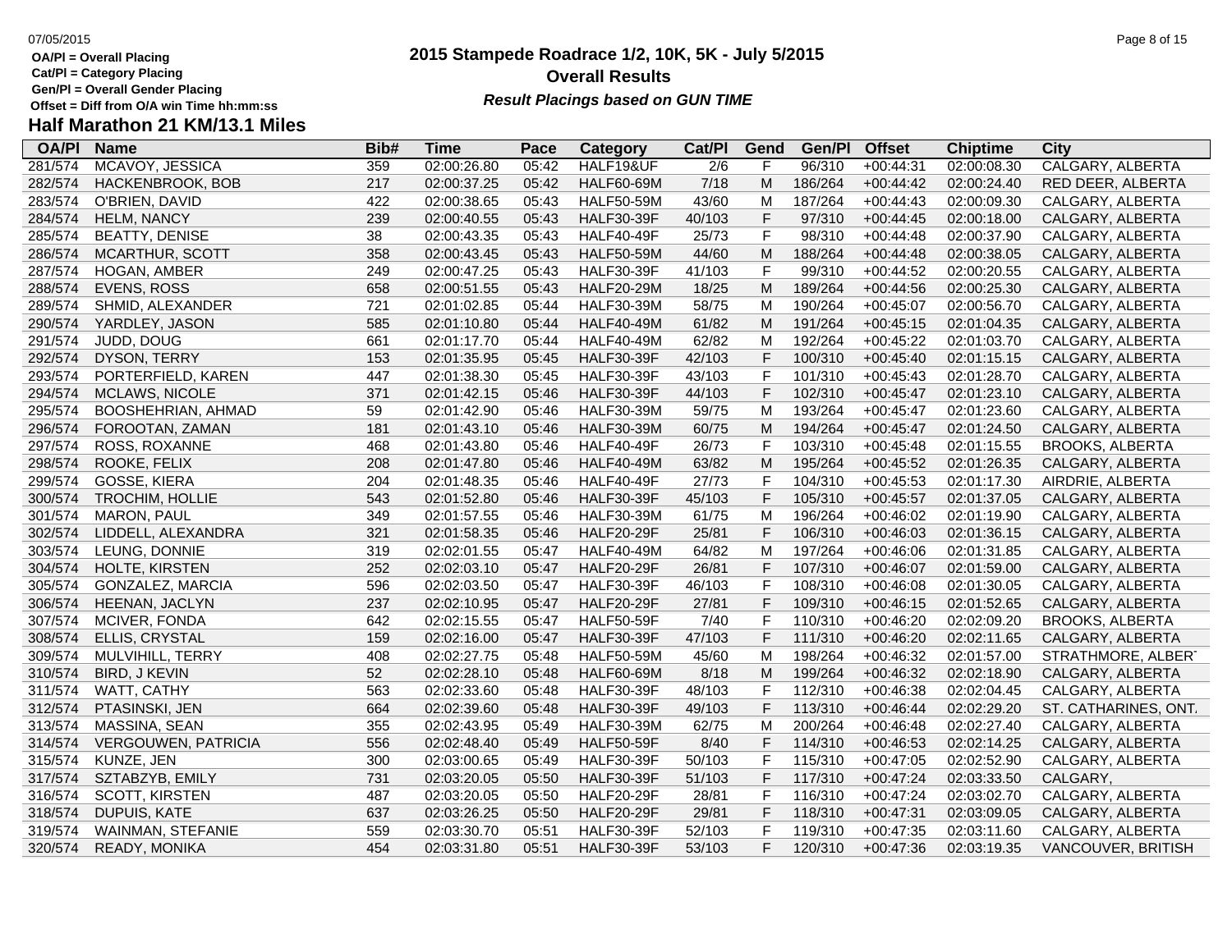# 2015 Stampede Roadrace 1/2, 10K, 5K - July 5/2015

**Overall Results**

***Result Placings based on GUN TIME***

**OA/Pl = Overall Placing**
**Cat/Pl = Category Placing**
**Gen/Pl = Overall Gender Placing**
**Offset = Diff from O/A win Time hh:mm:ss**

## Half Marathon 21 KM/13.1 Miles

| OA/Pl | Name | Bib# | Time | Pace | Category | Cat/Pl | Gend | Gen/Pl | Offset | Chiptime | City |
|---|---|---|---|---|---|---|---|---|---|---|---|
| 281/574 | MCAVOY, JESSICA | 359 | 02:00:26.80 | 05:42 | HALF19&UF | 2/6 | F | 96/310 | +00:44:31 | 02:00:08.30 | CALGARY, ALBERTA |
| 282/574 | HACKENBROOK, BOB | 217 | 02:00:37.25 | 05:42 | HALF60-69M | 7/18 | M | 186/264 | +00:44:42 | 02:00:24.40 | RED DEER, ALBERTA |
| 283/574 | O'BRIEN, DAVID | 422 | 02:00:38.65 | 05:43 | HALF50-59M | 43/60 | M | 187/264 | +00:44:43 | 02:00:09.30 | CALGARY, ALBERTA |
| 284/574 | HELM, NANCY | 239 | 02:00:40.55 | 05:43 | HALF30-39F | 40/103 | F | 97/310 | +00:44:45 | 02:00:18.00 | CALGARY, ALBERTA |
| 285/574 | BEATTY, DENISE | 38 | 02:00:43.35 | 05:43 | HALF40-49F | 25/73 | F | 98/310 | +00:44:48 | 02:00:37.90 | CALGARY, ALBERTA |
| 286/574 | MCARTHUR, SCOTT | 358 | 02:00:43.45 | 05:43 | HALF50-59M | 44/60 | M | 188/264 | +00:44:48 | 02:00:38.05 | CALGARY, ALBERTA |
| 287/574 | HOGAN, AMBER | 249 | 02:00:47.25 | 05:43 | HALF30-39F | 41/103 | F | 99/310 | +00:44:52 | 02:00:20.55 | CALGARY, ALBERTA |
| 288/574 | EVENS, ROSS | 658 | 02:00:51.55 | 05:43 | HALF20-29M | 18/25 | M | 189/264 | +00:44:56 | 02:00:25.30 | CALGARY, ALBERTA |
| 289/574 | SHMID, ALEXANDER | 721 | 02:01:02.85 | 05:44 | HALF30-39M | 58/75 | M | 190/264 | +00:45:07 | 02:00:56.70 | CALGARY, ALBERTA |
| 290/574 | YARDLEY, JASON | 585 | 02:01:10.80 | 05:44 | HALF40-49M | 61/82 | M | 191/264 | +00:45:15 | 02:01:04.35 | CALGARY, ALBERTA |
| 291/574 | JUDD, DOUG | 661 | 02:01:17.70 | 05:44 | HALF40-49M | 62/82 | M | 192/264 | +00:45:22 | 02:01:03.70 | CALGARY, ALBERTA |
| 292/574 | DYSON, TERRY | 153 | 02:01:35.95 | 05:45 | HALF30-39F | 42/103 | F | 100/310 | +00:45:40 | 02:01:15.15 | CALGARY, ALBERTA |
| 293/574 | PORTERFIELD, KAREN | 447 | 02:01:38.30 | 05:45 | HALF30-39F | 43/103 | F | 101/310 | +00:45:43 | 02:01:28.70 | CALGARY, ALBERTA |
| 294/574 | MCLAWS, NICOLE | 371 | 02:01:42.15 | 05:46 | HALF30-39F | 44/103 | F | 102/310 | +00:45:47 | 02:01:23.10 | CALGARY, ALBERTA |
| 295/574 | BOOSHEHRIAN, AHMAD | 59 | 02:01:42.90 | 05:46 | HALF30-39M | 59/75 | M | 193/264 | +00:45:47 | 02:01:23.60 | CALGARY, ALBERTA |
| 296/574 | FOROOTAN, ZAMAN | 181 | 02:01:43.10 | 05:46 | HALF30-39M | 60/75 | M | 194/264 | +00:45:47 | 02:01:24.50 | CALGARY, ALBERTA |
| 297/574 | ROSS, ROXANNE | 468 | 02:01:43.80 | 05:46 | HALF40-49F | 26/73 | F | 103/310 | +00:45:48 | 02:01:15.55 | BROOKS, ALBERTA |
| 298/574 | ROOKE, FELIX | 208 | 02:01:47.80 | 05:46 | HALF40-49M | 63/82 | M | 195/264 | +00:45:52 | 02:01:26.35 | CALGARY, ALBERTA |
| 299/574 | GOSSE, KIERA | 204 | 02:01:48.35 | 05:46 | HALF40-49F | 27/73 | F | 104/310 | +00:45:53 | 02:01:17.30 | AIRDRIE, ALBERTA |
| 300/574 | TROCHIM, HOLLIE | 543 | 02:01:52.80 | 05:46 | HALF30-39F | 45/103 | F | 105/310 | +00:45:57 | 02:01:37.05 | CALGARY, ALBERTA |
| 301/574 | MARON, PAUL | 349 | 02:01:57.55 | 05:46 | HALF30-39M | 61/75 | M | 196/264 | +00:46:02 | 02:01:19.90 | CALGARY, ALBERTA |
| 302/574 | LIDDELL, ALEXANDRA | 321 | 02:01:58.35 | 05:46 | HALF20-29F | 25/81 | F | 106/310 | +00:46:03 | 02:01:36.15 | CALGARY, ALBERTA |
| 303/574 | LEUNG, DONNIE | 319 | 02:02:01.55 | 05:47 | HALF40-49M | 64/82 | M | 197/264 | +00:46:06 | 02:01:31.85 | CALGARY, ALBERTA |
| 304/574 | HOLTE, KIRSTEN | 252 | 02:02:03.10 | 05:47 | HALF20-29F | 26/81 | F | 107/310 | +00:46:07 | 02:01:59.00 | CALGARY, ALBERTA |
| 305/574 | GONZALEZ, MARCIA | 596 | 02:02:03.50 | 05:47 | HALF30-39F | 46/103 | F | 108/310 | +00:46:08 | 02:01:30.05 | CALGARY, ALBERTA |
| 306/574 | HEENAN, JACLYN | 237 | 02:02:10.95 | 05:47 | HALF20-29F | 27/81 | F | 109/310 | +00:46:15 | 02:01:52.65 | CALGARY, ALBERTA |
| 307/574 | MCIVER, FONDA | 642 | 02:02:15.55 | 05:47 | HALF50-59F | 7/40 | F | 110/310 | +00:46:20 | 02:02:09.20 | BROOKS, ALBERTA |
| 308/574 | ELLIS, CRYSTAL | 159 | 02:02:16.00 | 05:47 | HALF30-39F | 47/103 | F | 111/310 | +00:46:20 | 02:02:11.65 | CALGARY, ALBERTA |
| 309/574 | MULVIHILL, TERRY | 408 | 02:02:27.75 | 05:48 | HALF50-59M | 45/60 | M | 198/264 | +00:46:32 | 02:01:57.00 | STRATHMORE, ALBERT |
| 310/574 | BIRD, J KEVIN | 52 | 02:02:28.10 | 05:48 | HALF60-69M | 8/18 | M | 199/264 | +00:46:32 | 02:02:18.90 | CALGARY, ALBERTA |
| 311/574 | WATT, CATHY | 563 | 02:02:33.60 | 05:48 | HALF30-39F | 48/103 | F | 112/310 | +00:46:38 | 02:02:04.45 | CALGARY, ALBERTA |
| 312/574 | PTASINSKI, JEN | 664 | 02:02:39.60 | 05:48 | HALF30-39F | 49/103 | F | 113/310 | +00:46:44 | 02:02:29.20 | ST. CATHARINES, ONT. |
| 313/574 | MASSINA, SEAN | 355 | 02:02:43.95 | 05:49 | HALF30-39M | 62/75 | M | 200/264 | +00:46:48 | 02:02:27.40 | CALGARY, ALBERTA |
| 314/574 | VERGOUWEN, PATRICIA | 556 | 02:02:48.40 | 05:49 | HALF50-59F | 8/40 | F | 114/310 | +00:46:53 | 02:02:14.25 | CALGARY, ALBERTA |
| 315/574 | KUNZE, JEN | 300 | 02:03:00.65 | 05:49 | HALF30-39F | 50/103 | F | 115/310 | +00:47:05 | 02:02:52.90 | CALGARY, ALBERTA |
| 317/574 | SZTABZYB, EMILY | 731 | 02:03:20.05 | 05:50 | HALF30-39F | 51/103 | F | 117/310 | +00:47:24 | 02:03:33.50 | CALGARY, |
| 316/574 | SCOTT, KIRSTEN | 487 | 02:03:20.05 | 05:50 | HALF20-29F | 28/81 | F | 116/310 | +00:47:24 | 02:03:02.70 | CALGARY, ALBERTA |
| 318/574 | DUPUIS, KATE | 637 | 02:03:26.25 | 05:50 | HALF20-29F | 29/81 | F | 118/310 | +00:47:31 | 02:03:09.05 | CALGARY, ALBERTA |
| 319/574 | WAINMAN, STEFANIE | 559 | 02:03:30.70 | 05:51 | HALF30-39F | 52/103 | F | 119/310 | +00:47:35 | 02:03:11.60 | CALGARY, ALBERTA |
| 320/574 | READY, MONIKA | 454 | 02:03:31.80 | 05:51 | HALF30-39F | 53/103 | F | 120/310 | +00:47:36 | 02:03:19.35 | VANCOUVER, BRITISH |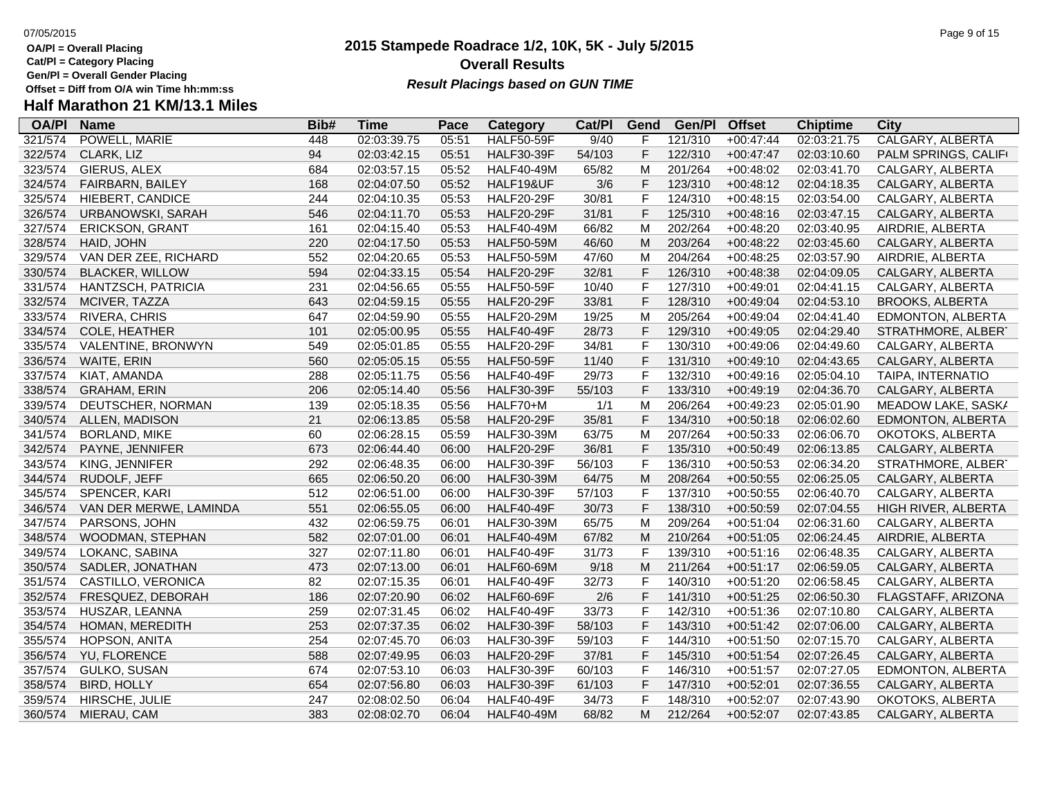**OA/Pl = Overall Placing**
**Cat/Pl = Category Placing**
**Gen/Pl = Overall Gender Placing**
**Offset = Diff from O/A win Time hh:mm:ss**

# 2015 Stampede Roadrace 1/2, 10K, 5K - July 5/2015
## Overall Results
***Result Placings based on GUN TIME***

## Half Marathon 21 KM/13.1 Miles

| OA/Pl | Name | Bib# | Time | Pace | Category | Cat/Pl | Gend | Gen/Pl | Offset | Chiptime | City |
|---|---|---|---|---|---|---|---|---|---|---|---|
| 321/574 | POWELL, MARIE | 448 | 02:03:39.75 | 05:51 | HALF50-59F | 9/40 | F | 121/310 | +00:47:44 | 02:03:21.75 | CALGARY, ALBERTA |
| 322/574 | CLARK, LIZ | 94 | 02:03:42.15 | 05:51 | HALF30-39F | 54/103 | F | 122/310 | +00:47:47 | 02:03:10.60 | PALM SPRINGS, CALIF |
| 323/574 | GIERUS, ALEX | 684 | 02:03:57.15 | 05:52 | HALF40-49M | 65/82 | M | 201/264 | +00:48:02 | 02:03:41.70 | CALGARY, ALBERTA |
| 324/574 | FAIRBARN, BAILEY | 168 | 02:04:07.50 | 05:52 | HALF19&UF | 3/6 | F | 123/310 | +00:48:12 | 02:04:18.35 | CALGARY, ALBERTA |
| 325/574 | HIEBERT, CANDICE | 244 | 02:04:10.35 | 05:53 | HALF20-29F | 30/81 | F | 124/310 | +00:48:15 | 02:03:54.00 | CALGARY, ALBERTA |
| 326/574 | URBANOWSKI, SARAH | 546 | 02:04:11.70 | 05:53 | HALF20-29F | 31/81 | F | 125/310 | +00:48:16 | 02:03:47.15 | CALGARY, ALBERTA |
| 327/574 | ERICKSON, GRANT | 161 | 02:04:15.40 | 05:53 | HALF40-49M | 66/82 | M | 202/264 | +00:48:20 | 02:03:40.95 | AIRDRIE, ALBERTA |
| 328/574 | HAID, JOHN | 220 | 02:04:17.50 | 05:53 | HALF50-59M | 46/60 | M | 203/264 | +00:48:22 | 02:03:45.60 | CALGARY, ALBERTA |
| 329/574 | VAN DER ZEE, RICHARD | 552 | 02:04:20.65 | 05:53 | HALF50-59M | 47/60 | M | 204/264 | +00:48:25 | 02:03:57.90 | AIRDRIE, ALBERTA |
| 330/574 | BLACKER, WILLOW | 594 | 02:04:33.15 | 05:54 | HALF20-29F | 32/81 | F | 126/310 | +00:48:38 | 02:04:09.05 | CALGARY, ALBERTA |
| 331/574 | HANTZSCH, PATRICIA | 231 | 02:04:56.65 | 05:55 | HALF50-59F | 10/40 | F | 127/310 | +00:49:01 | 02:04:41.15 | CALGARY, ALBERTA |
| 332/574 | MCIVER, TAZZA | 643 | 02:04:59.15 | 05:55 | HALF20-29F | 33/81 | F | 128/310 | +00:49:04 | 02:04:53.10 | BROOKS, ALBERTA |
| 333/574 | RIVERA, CHRIS | 647 | 02:04:59.90 | 05:55 | HALF20-29M | 19/25 | M | 205/264 | +00:49:04 | 02:04:41.40 | EDMONTON, ALBERTA |
| 334/574 | COLE, HEATHER | 101 | 02:05:00.95 | 05:55 | HALF40-49F | 28/73 | F | 129/310 | +00:49:05 | 02:04:29.40 | STRATHMORE, ALBERT |
| 335/574 | VALENTINE, BRONWYN | 549 | 02:05:01.85 | 05:55 | HALF20-29F | 34/81 | F | 130/310 | +00:49:06 | 02:04:49.60 | CALGARY, ALBERTA |
| 336/574 | WAITE, ERIN | 560 | 02:05:05.15 | 05:55 | HALF50-59F | 11/40 | F | 131/310 | +00:49:10 | 02:04:43.65 | CALGARY, ALBERTA |
| 337/574 | KIAT, AMANDA | 288 | 02:05:11.75 | 05:56 | HALF40-49F | 29/73 | F | 132/310 | +00:49:16 | 02:05:04.10 | TAIPA, INTERNATIO |
| 338/574 | GRAHAM, ERIN | 206 | 02:05:14.40 | 05:56 | HALF30-39F | 55/103 | F | 133/310 | +00:49:19 | 02:04:36.70 | CALGARY, ALBERTA |
| 339/574 | DEUTSCHER, NORMAN | 139 | 02:05:18.35 | 05:56 | HALF70+M | 1/1 | M | 206/264 | +00:49:23 | 02:05:01.90 | MEADOW LAKE, SASK |
| 340/574 | ALLEN, MADISON | 21 | 02:06:13.85 | 05:58 | HALF20-29F | 35/81 | F | 134/310 | +00:50:18 | 02:06:02.60 | EDMONTON, ALBERTA |
| 341/574 | BORLAND, MIKE | 60 | 02:06:28.15 | 05:59 | HALF30-39M | 63/75 | M | 207/264 | +00:50:33 | 02:06:06.70 | OKOTOKS, ALBERTA |
| 342/574 | PAYNE, JENNIFER | 673 | 02:06:44.40 | 06:00 | HALF20-29F | 36/81 | F | 135/310 | +00:50:49 | 02:06:13.85 | CALGARY, ALBERTA |
| 343/574 | KING, JENNIFER | 292 | 02:06:48.35 | 06:00 | HALF30-39F | 56/103 | F | 136/310 | +00:50:53 | 02:06:34.20 | STRATHMORE, ALBERT |
| 344/574 | RUDOLF, JEFF | 665 | 02:06:50.20 | 06:00 | HALF30-39M | 64/75 | M | 208/264 | +00:50:55 | 02:06:25.05 | CALGARY, ALBERTA |
| 345/574 | SPENCER, KARI | 512 | 02:06:51.00 | 06:00 | HALF30-39F | 57/103 | F | 137/310 | +00:50:55 | 02:06:40.70 | CALGARY, ALBERTA |
| 346/574 | VAN DER MERWE, LAMINDA | 551 | 02:06:55.05 | 06:00 | HALF40-49F | 30/73 | F | 138/310 | +00:50:59 | 02:07:04.55 | HIGH RIVER, ALBERTA |
| 347/574 | PARSONS, JOHN | 432 | 02:06:59.75 | 06:01 | HALF30-39M | 65/75 | M | 209/264 | +00:51:04 | 02:06:31.60 | CALGARY, ALBERTA |
| 348/574 | WOODMAN, STEPHAN | 582 | 02:07:01.00 | 06:01 | HALF40-49M | 67/82 | M | 210/264 | +00:51:05 | 02:06:24.45 | AIRDRIE, ALBERTA |
| 349/574 | LOKANC, SABINA | 327 | 02:07:11.80 | 06:01 | HALF40-49F | 31/73 | F | 139/310 | +00:51:16 | 02:06:48.35 | CALGARY, ALBERTA |
| 350/574 | SADLER, JONATHAN | 473 | 02:07:13.00 | 06:01 | HALF60-69M | 9/18 | M | 211/264 | +00:51:17 | 02:06:59.05 | CALGARY, ALBERTA |
| 351/574 | CASTILLO, VERONICA | 82 | 02:07:15.35 | 06:01 | HALF40-49F | 32/73 | F | 140/310 | +00:51:20 | 02:06:58.45 | CALGARY, ALBERTA |
| 352/574 | FRESQUEZ, DEBORAH | 186 | 02:07:20.90 | 06:02 | HALF60-69F | 2/6 | F | 141/310 | +00:51:25 | 02:06:50.30 | FLAGSTAFF, ARIZONA |
| 353/574 | HUSZAR, LEANNA | 259 | 02:07:31.45 | 06:02 | HALF40-49F | 33/73 | F | 142/310 | +00:51:36 | 02:07:10.80 | CALGARY, ALBERTA |
| 354/574 | HOMAN, MEREDITH | 253 | 02:07:37.35 | 06:02 | HALF30-39F | 58/103 | F | 143/310 | +00:51:42 | 02:07:06.00 | CALGARY, ALBERTA |
| 355/574 | HOPSON, ANITA | 254 | 02:07:45.70 | 06:03 | HALF30-39F | 59/103 | F | 144/310 | +00:51:50 | 02:07:15.70 | CALGARY, ALBERTA |
| 356/574 | YU, FLORENCE | 588 | 02:07:49.95 | 06:03 | HALF20-29F | 37/81 | F | 145/310 | +00:51:54 | 02:07:26.45 | CALGARY, ALBERTA |
| 357/574 | GULKO, SUSAN | 674 | 02:07:53.10 | 06:03 | HALF30-39F | 60/103 | F | 146/310 | +00:51:57 | 02:07:27.05 | EDMONTON, ALBERTA |
| 358/574 | BIRD, HOLLY | 654 | 02:07:56.80 | 06:03 | HALF30-39F | 61/103 | F | 147/310 | +00:52:01 | 02:07:36.55 | CALGARY, ALBERTA |
| 359/574 | HIRSCHE, JULIE | 247 | 02:08:02.50 | 06:04 | HALF40-49F | 34/73 | F | 148/310 | +00:52:07 | 02:07:43.90 | OKOTOKS, ALBERTA |
| 360/574 | MIERAU, CAM | 383 | 02:08:02.70 | 06:04 | HALF40-49M | 68/82 | M | 212/264 | +00:52:07 | 02:07:43.85 | CALGARY, ALBERTA |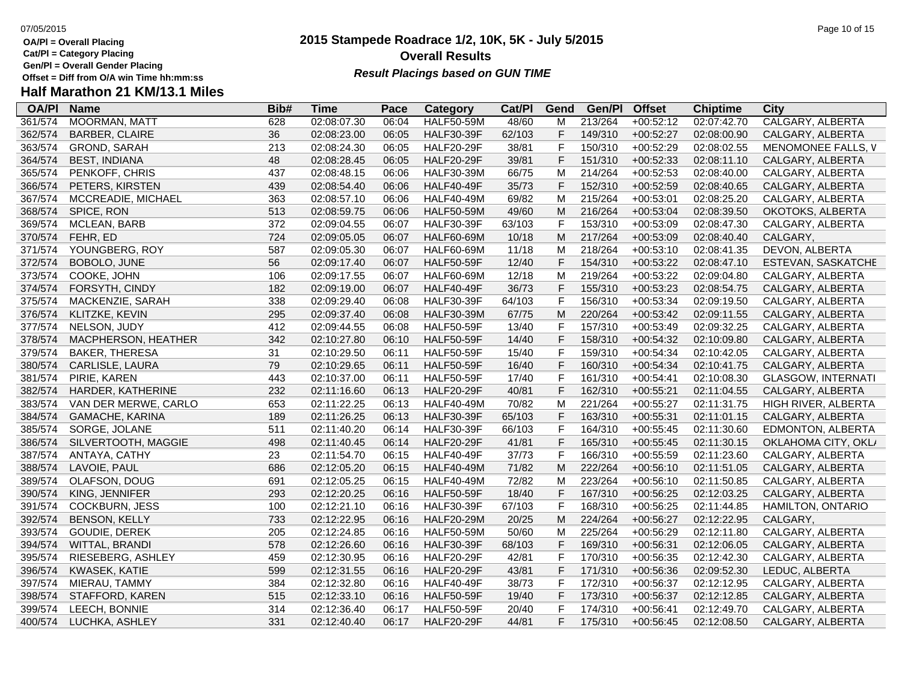# 2015 Stampede Roadrace 1/2, 10K, 5K - July 5/2015

## Overall Results

***Result Placings based on GUN TIME***

OA/Pl = Overall Placing
Cat/Pl = Category Placing
Gen/Pl = Overall Gender Placing
Offset = Diff from O/A win Time hh:mm:ss

## Half Marathon 21 KM/13.1 Miles

| OA/Pl | Name | Bib# | Time | Pace | Category | Cat/Pl | Gend | Gen/Pl | Offset | Chiptime | City |
|---|---|---|---|---|---|---|---|---|---|---|---|
| 361/574 | MOORMAN, MATT | 628 | 02:08:07.30 | 06:04 | HALF50-59M | 48/60 | M | 213/264 | +00:52:12 | 02:07:42.70 | CALGARY, ALBERTA |
| 362/574 | BARBER, CLAIRE | 36 | 02:08:23.00 | 06:05 | HALF30-39F | 62/103 | F | 149/310 | +00:52:27 | 02:08:00.90 | CALGARY, ALBERTA |
| 363/574 | GROND, SARAH | 213 | 02:08:24.30 | 06:05 | HALF20-29F | 38/81 | F | 150/310 | +00:52:29 | 02:08:02.55 | MENOMONEE FALLS, V |
| 364/574 | BEST, INDIANA | 48 | 02:08:28.45 | 06:05 | HALF20-29F | 39/81 | F | 151/310 | +00:52:33 | 02:08:11.10 | CALGARY, ALBERTA |
| 365/574 | PENKOFF, CHRIS | 437 | 02:08:48.15 | 06:06 | HALF30-39M | 66/75 | M | 214/264 | +00:52:53 | 02:08:40.00 | CALGARY, ALBERTA |
| 366/574 | PETERS, KIRSTEN | 439 | 02:08:54.40 | 06:06 | HALF40-49F | 35/73 | F | 152/310 | +00:52:59 | 02:08:40.65 | CALGARY, ALBERTA |
| 367/574 | MCCREADIE, MICHAEL | 363 | 02:08:57.10 | 06:06 | HALF40-49M | 69/82 | M | 215/264 | +00:53:01 | 02:08:25.20 | CALGARY, ALBERTA |
| 368/574 | SPICE, RON | 513 | 02:08:59.75 | 06:06 | HALF50-59M | 49/60 | M | 216/264 | +00:53:04 | 02:08:39.50 | OKOTOKS, ALBERTA |
| 369/574 | MCLEAN, BARB | 372 | 02:09:04.55 | 06:07 | HALF30-39F | 63/103 | F | 153/310 | +00:53:09 | 02:08:47.30 | CALGARY, ALBERTA |
| 370/574 | FEHR, ED | 724 | 02:09:05.05 | 06:07 | HALF60-69M | 10/18 | M | 217/264 | +00:53:09 | 02:08:40.40 | CALGARY, |
| 371/574 | YOUNGBERG, ROY | 587 | 02:09:05.30 | 06:07 | HALF60-69M | 11/18 | M | 218/264 | +00:53:10 | 02:08:41.35 | DEVON, ALBERTA |
| 372/574 | BOBOLO, JUNE | 56 | 02:09:17.40 | 06:07 | HALF50-59F | 12/40 | F | 154/310 | +00:53:22 | 02:08:47.10 | ESTEVAN, SASKATCHE |
| 373/574 | COOKE, JOHN | 106 | 02:09:17.55 | 06:07 | HALF60-69M | 12/18 | M | 219/264 | +00:53:22 | 02:09:04.80 | CALGARY, ALBERTA |
| 374/574 | FORSYTH, CINDY | 182 | 02:09:19.00 | 06:07 | HALF40-49F | 36/73 | F | 155/310 | +00:53:23 | 02:08:54.75 | CALGARY, ALBERTA |
| 375/574 | MACKENZIE, SARAH | 338 | 02:09:29.40 | 06:08 | HALF30-39F | 64/103 | F | 156/310 | +00:53:34 | 02:09:19.50 | CALGARY, ALBERTA |
| 376/574 | KLITZKE, KEVIN | 295 | 02:09:37.40 | 06:08 | HALF30-39M | 67/75 | M | 220/264 | +00:53:42 | 02:09:11.55 | CALGARY, ALBERTA |
| 377/574 | NELSON, JUDY | 412 | 02:09:44.55 | 06:08 | HALF50-59F | 13/40 | F | 157/310 | +00:53:49 | 02:09:32.25 | CALGARY, ALBERTA |
| 378/574 | MACPHERSON, HEATHER | 342 | 02:10:27.80 | 06:10 | HALF50-59F | 14/40 | F | 158/310 | +00:54:32 | 02:10:09.80 | CALGARY, ALBERTA |
| 379/574 | BAKER, THERESA | 31 | 02:10:29.50 | 06:11 | HALF50-59F | 15/40 | F | 159/310 | +00:54:34 | 02:10:42.05 | CALGARY, ALBERTA |
| 380/574 | CARLISLE, LAURA | 79 | 02:10:29.65 | 06:11 | HALF50-59F | 16/40 | F | 160/310 | +00:54:34 | 02:10:41.75 | CALGARY, ALBERTA |
| 381/574 | PIRIE, KAREN | 443 | 02:10:37.00 | 06:11 | HALF50-59F | 17/40 | F | 161/310 | +00:54:41 | 02:10:08.30 | GLASGOW, INTERNATI |
| 382/574 | HARDER, KATHERINE | 232 | 02:11:16.60 | 06:13 | HALF20-29F | 40/81 | F | 162/310 | +00:55:21 | 02:11:04.55 | CALGARY, ALBERTA |
| 383/574 | VAN DER MERWE, CARLO | 653 | 02:11:22.25 | 06:13 | HALF40-49M | 70/82 | M | 221/264 | +00:55:27 | 02:11:31.75 | HIGH RIVER, ALBERTA |
| 384/574 | GAMACHE, KARINA | 189 | 02:11:26.25 | 06:13 | HALF30-39F | 65/103 | F | 163/310 | +00:55:31 | 02:11:01.15 | CALGARY, ALBERTA |
| 385/574 | SORGE, JOLANE | 511 | 02:11:40.20 | 06:14 | HALF30-39F | 66/103 | F | 164/310 | +00:55:45 | 02:11:30.60 | EDMONTON, ALBERTA |
| 386/574 | SILVERTOOTH, MAGGIE | 498 | 02:11:40.45 | 06:14 | HALF20-29F | 41/81 | F | 165/310 | +00:55:45 | 02:11:30.15 | OKLAHOMA CITY, OKL/ |
| 387/574 | ANTAYA, CATHY | 23 | 02:11:54.70 | 06:15 | HALF40-49F | 37/73 | F | 166/310 | +00:55:59 | 02:11:23.60 | CALGARY, ALBERTA |
| 388/574 | LAVOIE, PAUL | 686 | 02:12:05.20 | 06:15 | HALF40-49M | 71/82 | M | 222/264 | +00:56:10 | 02:11:51.05 | CALGARY, ALBERTA |
| 389/574 | OLAFSON, DOUG | 691 | 02:12:05.25 | 06:15 | HALF40-49M | 72/82 | M | 223/264 | +00:56:10 | 02:11:50.85 | CALGARY, ALBERTA |
| 390/574 | KING, JENNIFER | 293 | 02:12:20.25 | 06:16 | HALF50-59F | 18/40 | F | 167/310 | +00:56:25 | 02:12:03.25 | CALGARY, ALBERTA |
| 391/574 | COCKBURN, JESS | 100 | 02:12:21.10 | 06:16 | HALF30-39F | 67/103 | F | 168/310 | +00:56:25 | 02:11:44.85 | HAMILTON, ONTARIO |
| 392/574 | BENSON, KELLY | 733 | 02:12:22.95 | 06:16 | HALF20-29M | 20/25 | M | 224/264 | +00:56:27 | 02:12:22.95 | CALGARY, |
| 393/574 | GOUDIE, DEREK | 205 | 02:12:24.85 | 06:16 | HALF50-59M | 50/60 | M | 225/264 | +00:56:29 | 02:12:11.80 | CALGARY, ALBERTA |
| 394/574 | WITTAL, BRANDI | 578 | 02:12:26.60 | 06:16 | HALF30-39F | 68/103 | F | 169/310 | +00:56:31 | 02:12:06.05 | CALGARY, ALBERTA |
| 395/574 | RIESEBERG, ASHLEY | 459 | 02:12:30.95 | 06:16 | HALF20-29F | 42/81 | F | 170/310 | +00:56:35 | 02:12:42.30 | CALGARY, ALBERTA |
| 396/574 | KWASEK, KATIE | 599 | 02:12:31.55 | 06:16 | HALF20-29F | 43/81 | F | 171/310 | +00:56:36 | 02:09:52.30 | LEDUC, ALBERTA |
| 397/574 | MIERAU, TAMMY | 384 | 02:12:32.80 | 06:16 | HALF40-49F | 38/73 | F | 172/310 | +00:56:37 | 02:12:12.95 | CALGARY, ALBERTA |
| 398/574 | STAFFORD, KAREN | 515 | 02:12:33.10 | 06:16 | HALF50-59F | 19/40 | F | 173/310 | +00:56:37 | 02:12:12.85 | CALGARY, ALBERTA |
| 399/574 | LEECH, BONNIE | 314 | 02:12:36.40 | 06:17 | HALF50-59F | 20/40 | F | 174/310 | +00:56:41 | 02:12:49.70 | CALGARY, ALBERTA |
| 400/574 | LUCHKA, ASHLEY | 331 | 02:12:40.40 | 06:17 | HALF20-29F | 44/81 | F | 175/310 | +00:56:45 | 02:12:08.50 | CALGARY, ALBERTA |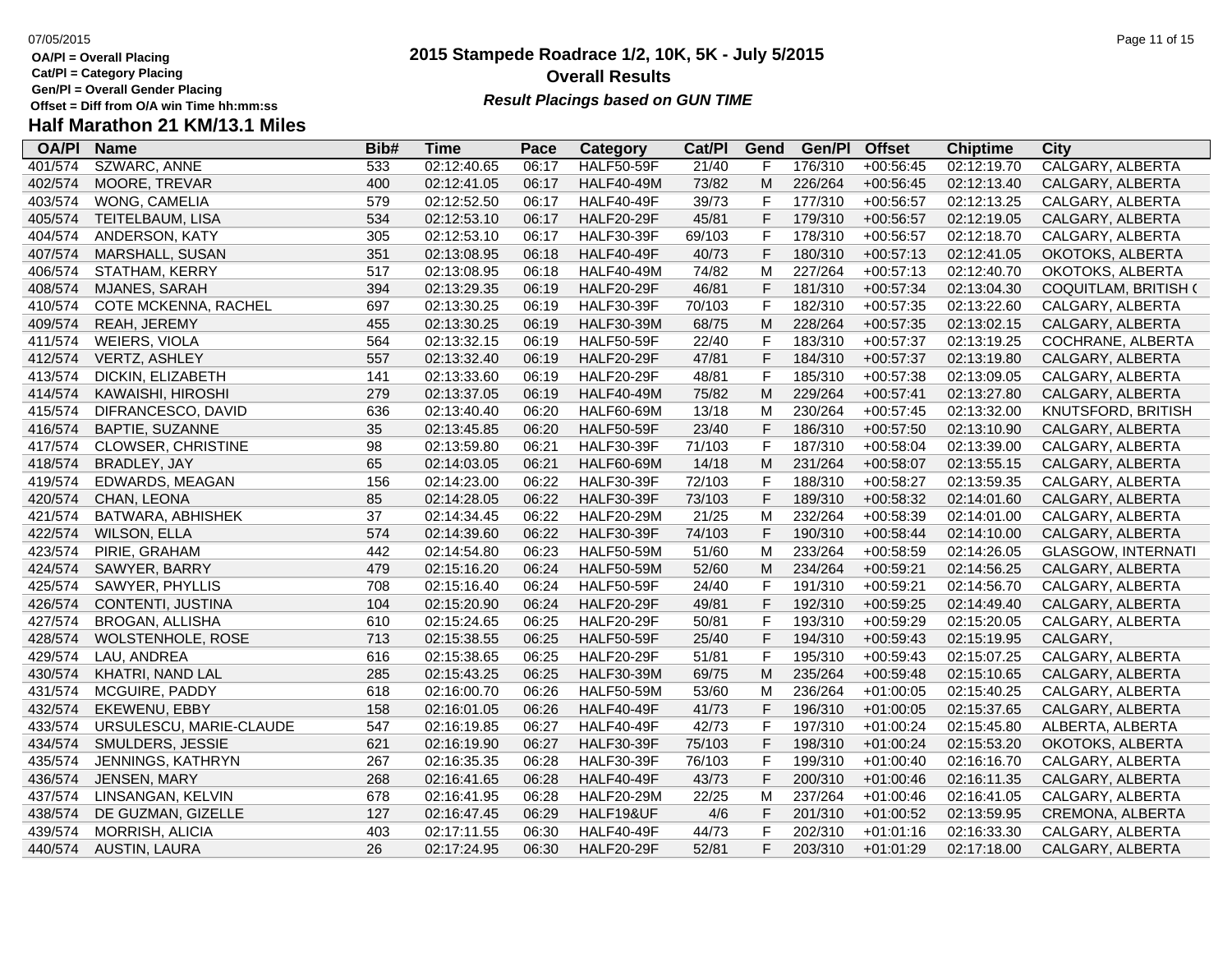OA/Pl = Overall Placing
Cat/Pl = Category Placing
Gen/Pl = Overall Gender Placing
Offset = Diff from O/A win Time hh:mm:ss

# 2015 Stampede Roadrace 1/2, 10K, 5K - July 5/2015
## Overall Results
*Result Placings based on GUN TIME*

## Half Marathon 21 KM/13.1 Miles

| OA/Pl | Name | Bib# | Time | Pace | Category | Cat/Pl | Gend | Gen/Pl | Offset | Chiptime | City |
|---|---|---|---|---|---|---|---|---|---|---|---|
| 401/574 | SZWARC, ANNE | 533 | 02:12:40.65 | 06:17 | HALF50-59F | 21/40 | F | 176/310 | +00:56:45 | 02:12:19.70 | CALGARY, ALBERTA |
| 402/574 | MOORE, TREVAR | 400 | 02:12:41.05 | 06:17 | HALF40-49M | 73/82 | M | 226/264 | +00:56:45 | 02:12:13.40 | CALGARY, ALBERTA |
| 403/574 | WONG, CAMELIA | 579 | 02:12:52.50 | 06:17 | HALF40-49F | 39/73 | F | 177/310 | +00:56:57 | 02:12:13.25 | CALGARY, ALBERTA |
| 405/574 | TEITELBAUM, LISA | 534 | 02:12:53.10 | 06:17 | HALF20-29F | 45/81 | F | 179/310 | +00:56:57 | 02:12:19.05 | CALGARY, ALBERTA |
| 404/574 | ANDERSON, KATY | 305 | 02:12:53.10 | 06:17 | HALF30-39F | 69/103 | F | 178/310 | +00:56:57 | 02:12:18.70 | CALGARY, ALBERTA |
| 407/574 | MARSHALL, SUSAN | 351 | 02:13:08.95 | 06:18 | HALF40-49F | 40/73 | F | 180/310 | +00:57:13 | 02:12:41.05 | OKOTOKS, ALBERTA |
| 406/574 | STATHAM, KERRY | 517 | 02:13:08.95 | 06:18 | HALF40-49M | 74/82 | M | 227/264 | +00:57:13 | 02:12:40.70 | OKOTOKS, ALBERTA |
| 408/574 | MJANES, SARAH | 394 | 02:13:29.35 | 06:19 | HALF20-29F | 46/81 | F | 181/310 | +00:57:34 | 02:13:04.30 | COQUITLAM, BRITISH ( |
| 410/574 | COTE MCKENNA, RACHEL | 697 | 02:13:30.25 | 06:19 | HALF30-39F | 70/103 | F | 182/310 | +00:57:35 | 02:13:22.60 | CALGARY, ALBERTA |
| 409/574 | REAH, JEREMY | 455 | 02:13:30.25 | 06:19 | HALF30-39M | 68/75 | M | 228/264 | +00:57:35 | 02:13:02.15 | CALGARY, ALBERTA |
| 411/574 | WEIERS, VIOLA | 564 | 02:13:32.15 | 06:19 | HALF50-59F | 22/40 | F | 183/310 | +00:57:37 | 02:13:19.25 | COCHRANE, ALBERTA |
| 412/574 | VERTZ, ASHLEY | 557 | 02:13:32.40 | 06:19 | HALF20-29F | 47/81 | F | 184/310 | +00:57:37 | 02:13:19.80 | CALGARY, ALBERTA |
| 413/574 | DICKIN, ELIZABETH | 141 | 02:13:33.60 | 06:19 | HALF20-29F | 48/81 | F | 185/310 | +00:57:38 | 02:13:09.05 | CALGARY, ALBERTA |
| 414/574 | KAWAISHI, HIROSHI | 279 | 02:13:37.05 | 06:19 | HALF40-49M | 75/82 | M | 229/264 | +00:57:41 | 02:13:27.80 | CALGARY, ALBERTA |
| 415/574 | DIFRANCESCO, DAVID | 636 | 02:13:40.40 | 06:20 | HALF60-69M | 13/18 | M | 230/264 | +00:57:45 | 02:13:32.00 | KNUTSFORD, BRITISH |
| 416/574 | BAPTIE, SUZANNE | 35 | 02:13:45.85 | 06:20 | HALF50-59F | 23/40 | F | 186/310 | +00:57:50 | 02:13:10.90 | CALGARY, ALBERTA |
| 417/574 | CLOWSER, CHRISTINE | 98 | 02:13:59.80 | 06:21 | HALF30-39F | 71/103 | F | 187/310 | +00:58:04 | 02:13:39.00 | CALGARY, ALBERTA |
| 418/574 | BRADLEY, JAY | 65 | 02:14:03.05 | 06:21 | HALF60-69M | 14/18 | M | 231/264 | +00:58:07 | 02:13:55.15 | CALGARY, ALBERTA |
| 419/574 | EDWARDS, MEAGAN | 156 | 02:14:23.00 | 06:22 | HALF30-39F | 72/103 | F | 188/310 | +00:58:27 | 02:13:59.35 | CALGARY, ALBERTA |
| 420/574 | CHAN, LEONA | 85 | 02:14:28.05 | 06:22 | HALF30-39F | 73/103 | F | 189/310 | +00:58:32 | 02:14:01.60 | CALGARY, ALBERTA |
| 421/574 | BATWARA, ABHISHEK | 37 | 02:14:34.45 | 06:22 | HALF20-29M | 21/25 | M | 232/264 | +00:58:39 | 02:14:01.00 | CALGARY, ALBERTA |
| 422/574 | WILSON, ELLA | 574 | 02:14:39.60 | 06:22 | HALF30-39F | 74/103 | F | 190/310 | +00:58:44 | 02:14:10.00 | CALGARY, ALBERTA |
| 423/574 | PIRIE, GRAHAM | 442 | 02:14:54.80 | 06:23 | HALF50-59M | 51/60 | M | 233/264 | +00:58:59 | 02:14:26.05 | GLASGOW, INTERNATI |
| 424/574 | SAWYER, BARRY | 479 | 02:15:16.20 | 06:24 | HALF50-59M | 52/60 | M | 234/264 | +00:59:21 | 02:14:56.25 | CALGARY, ALBERTA |
| 425/574 | SAWYER, PHYLLIS | 708 | 02:15:16.40 | 06:24 | HALF50-59F | 24/40 | F | 191/310 | +00:59:21 | 02:14:56.70 | CALGARY, ALBERTA |
| 426/574 | CONTENTI, JUSTINA | 104 | 02:15:20.90 | 06:24 | HALF20-29F | 49/81 | F | 192/310 | +00:59:25 | 02:14:49.40 | CALGARY, ALBERTA |
| 427/574 | BROGAN, ALLISHA | 610 | 02:15:24.65 | 06:25 | HALF20-29F | 50/81 | F | 193/310 | +00:59:29 | 02:15:20.05 | CALGARY, ALBERTA |
| 428/574 | WOLSTENHOLE, ROSE | 713 | 02:15:38.55 | 06:25 | HALF50-59F | 25/40 | F | 194/310 | +00:59:43 | 02:15:19.95 | CALGARY, |
| 429/574 | LAU, ANDREA | 616 | 02:15:38.65 | 06:25 | HALF20-29F | 51/81 | F | 195/310 | +00:59:43 | 02:15:07.25 | CALGARY, ALBERTA |
| 430/574 | KHATRI, NAND LAL | 285 | 02:15:43.25 | 06:25 | HALF30-39M | 69/75 | M | 235/264 | +00:59:48 | 02:15:10.65 | CALGARY, ALBERTA |
| 431/574 | MCGUIRE, PADDY | 618 | 02:16:00.70 | 06:26 | HALF50-59M | 53/60 | M | 236/264 | +01:00:05 | 02:15:40.25 | CALGARY, ALBERTA |
| 432/574 | EKEWENU, EBBY | 158 | 02:16:01.05 | 06:26 | HALF40-49F | 41/73 | F | 196/310 | +01:00:05 | 02:15:37.65 | CALGARY, ALBERTA |
| 433/574 | URSULESCU, MARIE-CLAUDE | 547 | 02:16:19.85 | 06:27 | HALF40-49F | 42/73 | F | 197/310 | +01:00:24 | 02:15:45.80 | ALBERTA, ALBERTA |
| 434/574 | SMULDERS, JESSIE | 621 | 02:16:19.90 | 06:27 | HALF30-39F | 75/103 | F | 198/310 | +01:00:24 | 02:15:53.20 | OKOTOKS, ALBERTA |
| 435/574 | JENNINGS, KATHRYN | 267 | 02:16:35.35 | 06:28 | HALF30-39F | 76/103 | F | 199/310 | +01:00:40 | 02:16:16.70 | CALGARY, ALBERTA |
| 436/574 | JENSEN, MARY | 268 | 02:16:41.65 | 06:28 | HALF40-49F | 43/73 | F | 200/310 | +01:00:46 | 02:16:11.35 | CALGARY, ALBERTA |
| 437/574 | LINSANGAN, KELVIN | 678 | 02:16:41.95 | 06:28 | HALF20-29M | 22/25 | M | 237/264 | +01:00:46 | 02:16:41.05 | CALGARY, ALBERTA |
| 438/574 | DE GUZMAN, GIZELLE | 127 | 02:16:47.45 | 06:29 | HALF19&UF | 4/6 | F | 201/310 | +01:00:52 | 02:13:59.95 | CREMONA, ALBERTA |
| 439/574 | MORRISH, ALICIA | 403 | 02:17:11.55 | 06:30 | HALF40-49F | 44/73 | F | 202/310 | +01:01:16 | 02:16:33.30 | CALGARY, ALBERTA |
| 440/574 | AUSTIN, LAURA | 26 | 02:17:24.95 | 06:30 | HALF20-29F | 52/81 | F | 203/310 | +01:01:29 | 02:17:18.00 | CALGARY, ALBERTA |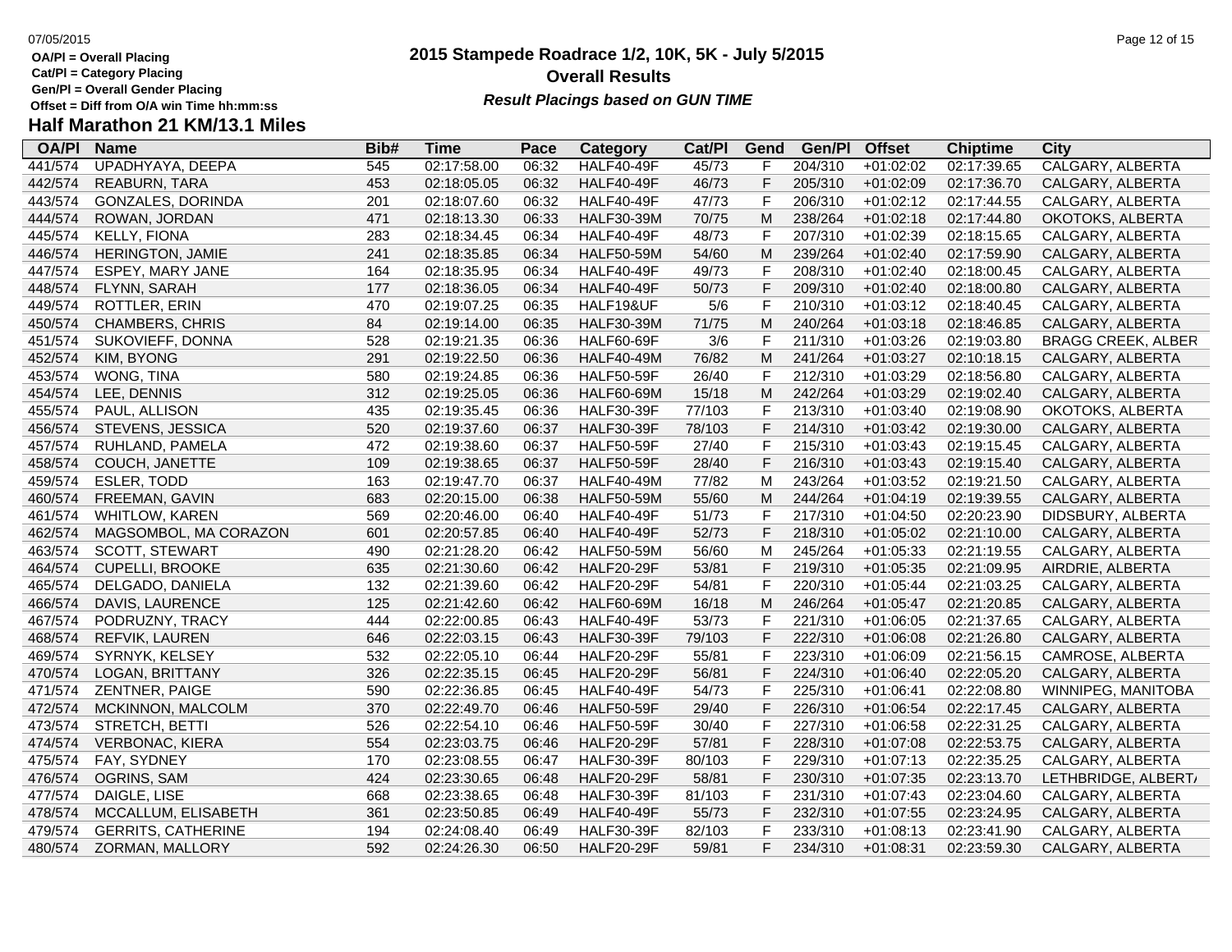# 2015 Stampede Roadrace 1/2, 10K, 5K - July 5/2015

## Overall Results

***Result Placings based on GUN TIME***

OA/Pl = Overall Placing
Cat/Pl = Category Placing
Gen/Pl = Overall Gender Placing
Offset = Diff from O/A win Time hh:mm:ss

### Half Marathon 21 KM/13.1 Miles

| OA/Pl | Name | Bib# | Time | Pace | Category | Cat/Pl | Gend | Gen/Pl | Offset | Chiptime | City |
|---|---|---|---|---|---|---|---|---|---|---|---|
| 441/574 | UPADHYAYA, DEEPA | 545 | 02:17:58.00 | 06:32 | HALF40-49F | 45/73 | F | 204/310 | +01:02:02 | 02:17:39.65 | CALGARY, ALBERTA |
| 442/574 | REABURN, TARA | 453 | 02:18:05.05 | 06:32 | HALF40-49F | 46/73 | F | 205/310 | +01:02:09 | 02:17:36.70 | CALGARY, ALBERTA |
| 443/574 | GONZALES, DORINDA | 201 | 02:18:07.60 | 06:32 | HALF40-49F | 47/73 | F | 206/310 | +01:02:12 | 02:17:44.55 | CALGARY, ALBERTA |
| 444/574 | ROWAN, JORDAN | 471 | 02:18:13.30 | 06:33 | HALF30-39M | 70/75 | M | 238/264 | +01:02:18 | 02:17:44.80 | OKOTOKS, ALBERTA |
| 445/574 | KELLY, FIONA | 283 | 02:18:34.45 | 06:34 | HALF40-49F | 48/73 | F | 207/310 | +01:02:39 | 02:18:15.65 | CALGARY, ALBERTA |
| 446/574 | HERINGTON, JAMIE | 241 | 02:18:35.85 | 06:34 | HALF50-59M | 54/60 | M | 239/264 | +01:02:40 | 02:17:59.90 | CALGARY, ALBERTA |
| 447/574 | ESPEY, MARY JANE | 164 | 02:18:35.95 | 06:34 | HALF40-49F | 49/73 | F | 208/310 | +01:02:40 | 02:18:00.45 | CALGARY, ALBERTA |
| 448/574 | FLYNN, SARAH | 177 | 02:18:36.05 | 06:34 | HALF40-49F | 50/73 | F | 209/310 | +01:02:40 | 02:18:00.80 | CALGARY, ALBERTA |
| 449/574 | ROTTLER, ERIN | 470 | 02:19:07.25 | 06:35 | HALF19&UF | 5/6 | F | 210/310 | +01:03:12 | 02:18:40.45 | CALGARY, ALBERTA |
| 450/574 | CHAMBERS, CHRIS | 84 | 02:19:14.00 | 06:35 | HALF30-39M | 71/75 | M | 240/264 | +01:03:18 | 02:18:46.85 | CALGARY, ALBERTA |
| 451/574 | SUKOVIEFF, DONNA | 528 | 02:19:21.35 | 06:36 | HALF60-69F | 3/6 | F | 211/310 | +01:03:26 | 02:19:03.80 | BRAGG CREEK, ALBER |
| 452/574 | KIM, BYONG | 291 | 02:19:22.50 | 06:36 | HALF40-49M | 76/82 | M | 241/264 | +01:03:27 | 02:10:18.15 | CALGARY, ALBERTA |
| 453/574 | WONG, TINA | 580 | 02:19:24.85 | 06:36 | HALF50-59F | 26/40 | F | 212/310 | +01:03:29 | 02:18:56.80 | CALGARY, ALBERTA |
| 454/574 | LEE, DENNIS | 312 | 02:19:25.05 | 06:36 | HALF60-69M | 15/18 | M | 242/264 | +01:03:29 | 02:19:02.40 | CALGARY, ALBERTA |
| 455/574 | PAUL, ALLISON | 435 | 02:19:35.45 | 06:36 | HALF30-39F | 77/103 | F | 213/310 | +01:03:40 | 02:19:08.90 | OKOTOKS, ALBERTA |
| 456/574 | STEVENS, JESSICA | 520 | 02:19:37.60 | 06:37 | HALF30-39F | 78/103 | F | 214/310 | +01:03:42 | 02:19:30.00 | CALGARY, ALBERTA |
| 457/574 | RUHLAND, PAMELA | 472 | 02:19:38.60 | 06:37 | HALF50-59F | 27/40 | F | 215/310 | +01:03:43 | 02:19:15.45 | CALGARY, ALBERTA |
| 458/574 | COUCH, JANETTE | 109 | 02:19:38.65 | 06:37 | HALF50-59F | 28/40 | F | 216/310 | +01:03:43 | 02:19:15.40 | CALGARY, ALBERTA |
| 459/574 | ESLER, TODD | 163 | 02:19:47.70 | 06:37 | HALF40-49M | 77/82 | M | 243/264 | +01:03:52 | 02:19:21.50 | CALGARY, ALBERTA |
| 460/574 | FREEMAN, GAVIN | 683 | 02:20:15.00 | 06:38 | HALF50-59M | 55/60 | M | 244/264 | +01:04:19 | 02:19:39.55 | CALGARY, ALBERTA |
| 461/574 | WHITLOW, KAREN | 569 | 02:20:46.00 | 06:40 | HALF40-49F | 51/73 | F | 217/310 | +01:04:50 | 02:20:23.90 | DIDSBURY, ALBERTA |
| 462/574 | MAGSOMBOL, MA CORAZON | 601 | 02:20:57.85 | 06:40 | HALF40-49F | 52/73 | F | 218/310 | +01:05:02 | 02:21:10.00 | CALGARY, ALBERTA |
| 463/574 | SCOTT, STEWART | 490 | 02:21:28.20 | 06:42 | HALF50-59M | 56/60 | M | 245/264 | +01:05:33 | 02:21:19.55 | CALGARY, ALBERTA |
| 464/574 | CUPELLI, BROOKE | 635 | 02:21:30.60 | 06:42 | HALF20-29F | 53/81 | F | 219/310 | +01:05:35 | 02:21:09.95 | AIRDRIE, ALBERTA |
| 465/574 | DELGADO, DANIELA | 132 | 02:21:39.60 | 06:42 | HALF20-29F | 54/81 | F | 220/310 | +01:05:44 | 02:21:03.25 | CALGARY, ALBERTA |
| 466/574 | DAVIS, LAURENCE | 125 | 02:21:42.60 | 06:42 | HALF60-69M | 16/18 | M | 246/264 | +01:05:47 | 02:21:20.85 | CALGARY, ALBERTA |
| 467/574 | PODRUZNY, TRACY | 444 | 02:22:00.85 | 06:43 | HALF40-49F | 53/73 | F | 221/310 | +01:06:05 | 02:21:37.65 | CALGARY, ALBERTA |
| 468/574 | REFVIK, LAUREN | 646 | 02:22:03.15 | 06:43 | HALF30-39F | 79/103 | F | 222/310 | +01:06:08 | 02:21:26.80 | CALGARY, ALBERTA |
| 469/574 | SYRNYK, KELSEY | 532 | 02:22:05.10 | 06:44 | HALF20-29F | 55/81 | F | 223/310 | +01:06:09 | 02:21:56.15 | CAMROSE, ALBERTA |
| 470/574 | LOGAN, BRITTANY | 326 | 02:22:35.15 | 06:45 | HALF20-29F | 56/81 | F | 224/310 | +01:06:40 | 02:22:05.20 | CALGARY, ALBERTA |
| 471/574 | ZENTNER, PAIGE | 590 | 02:22:36.85 | 06:45 | HALF40-49F | 54/73 | F | 225/310 | +01:06:41 | 02:22:08.80 | WINNIPEG, MANITOBA |
| 472/574 | MCKINNON, MALCOLM | 370 | 02:22:49.70 | 06:46 | HALF50-59F | 29/40 | F | 226/310 | +01:06:54 | 02:22:17.45 | CALGARY, ALBERTA |
| 473/574 | STRETCH, BETTI | 526 | 02:22:54.10 | 06:46 | HALF50-59F | 30/40 | F | 227/310 | +01:06:58 | 02:22:31.25 | CALGARY, ALBERTA |
| 474/574 | VERBONAC, KIERA | 554 | 02:23:03.75 | 06:46 | HALF20-29F | 57/81 | F | 228/310 | +01:07:08 | 02:22:53.75 | CALGARY, ALBERTA |
| 475/574 | FAY, SYDNEY | 170 | 02:23:08.55 | 06:47 | HALF30-39F | 80/103 | F | 229/310 | +01:07:13 | 02:22:35.25 | CALGARY, ALBERTA |
| 476/574 | OGRINS, SAM | 424 | 02:23:30.65 | 06:48 | HALF20-29F | 58/81 | F | 230/310 | +01:07:35 | 02:23:13.70 | LETHBRIDGE, ALBERT/ |
| 477/574 | DAIGLE, LISE | 668 | 02:23:38.65 | 06:48 | HALF30-39F | 81/103 | F | 231/310 | +01:07:43 | 02:23:04.60 | CALGARY, ALBERTA |
| 478/574 | MCCALLUM, ELISABETH | 361 | 02:23:50.85 | 06:49 | HALF40-49F | 55/73 | F | 232/310 | +01:07:55 | 02:23:24.95 | CALGARY, ALBERTA |
| 479/574 | GERRITS, CATHERINE | 194 | 02:24:08.40 | 06:49 | HALF30-39F | 82/103 | F | 233/310 | +01:08:13 | 02:23:41.90 | CALGARY, ALBERTA |
| 480/574 | ZORMAN, MALLORY | 592 | 02:24:26.30 | 06:50 | HALF20-29F | 59/81 | F | 234/310 | +01:08:31 | 02:23:59.30 | CALGARY, ALBERTA |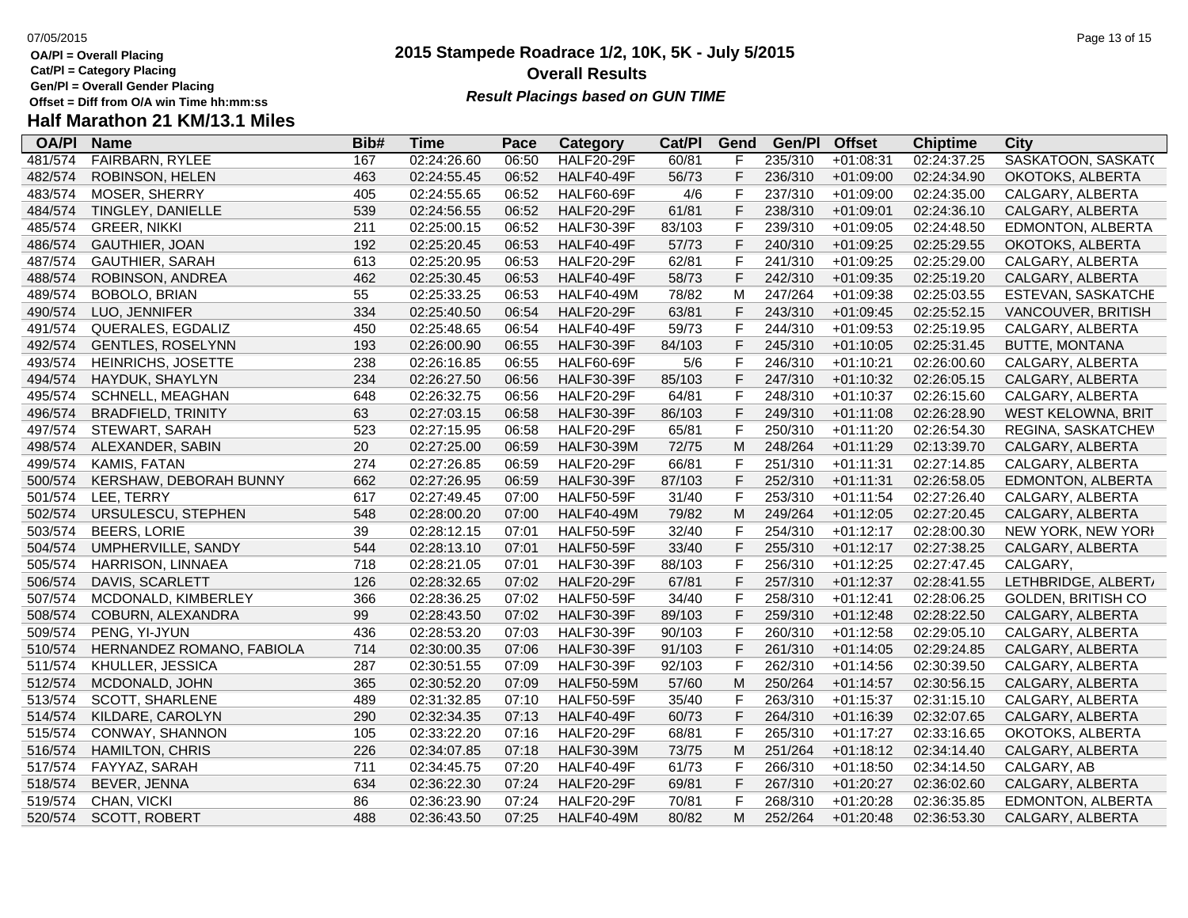**OA/Pl = Overall Placing**
**Cat/Pl = Category Placing**
**Gen/Pl = Overall Gender Placing**
**Offset = Diff from O/A win Time hh:mm:ss**

# 2015 Stampede Roadrace 1/2, 10K, 5K - July 5/2015
## Overall Results
### *Result Placings based on GUN TIME*

## Half Marathon 21 KM/13.1 Miles

| OA/Pl | Name | Bib# | Time | Pace | Category | Cat/Pl | Gend | Gen/Pl | Offset | Chiptime | City |
|---|---|---|---|---|---|---|---|---|---|---|---|
| 481/574 | FAIRBARN, RYLEE | 167 | 02:24:26.60 | 06:50 | HALF20-29F | 60/81 | F | 235/310 | +01:08:31 | 02:24:37.25 | SASKATOON, SASKATO |
| 482/574 | ROBINSON, HELEN | 463 | 02:24:55.45 | 06:52 | HALF40-49F | 56/73 | F | 236/310 | +01:09:00 | 02:24:34.90 | OKOTOKS, ALBERTA |
| 483/574 | MOSER, SHERRY | 405 | 02:24:55.65 | 06:52 | HALF60-69F | 4/6 | F | 237/310 | +01:09:00 | 02:24:35.00 | CALGARY, ALBERTA |
| 484/574 | TINGLEY, DANIELLE | 539 | 02:24:56.55 | 06:52 | HALF20-29F | 61/81 | F | 238/310 | +01:09:01 | 02:24:36.10 | CALGARY, ALBERTA |
| 485/574 | GREER, NIKKI | 211 | 02:25:00.15 | 06:52 | HALF30-39F | 83/103 | F | 239/310 | +01:09:05 | 02:24:48.50 | EDMONTON, ALBERTA |
| 486/574 | GAUTHIER, JOAN | 192 | 02:25:20.45 | 06:53 | HALF40-49F | 57/73 | F | 240/310 | +01:09:25 | 02:25:29.55 | OKOTOKS, ALBERTA |
| 487/574 | GAUTHIER, SARAH | 613 | 02:25:20.95 | 06:53 | HALF20-29F | 62/81 | F | 241/310 | +01:09:25 | 02:25:29.00 | CALGARY, ALBERTA |
| 488/574 | ROBINSON, ANDREA | 462 | 02:25:30.45 | 06:53 | HALF40-49F | 58/73 | F | 242/310 | +01:09:35 | 02:25:19.20 | CALGARY, ALBERTA |
| 489/574 | BOBOLO, BRIAN | 55 | 02:25:33.25 | 06:53 | HALF40-49M | 78/82 | M | 247/264 | +01:09:38 | 02:25:03.55 | ESTEVAN, SASKATCHE |
| 490/574 | LUO, JENNIFER | 334 | 02:25:40.50 | 06:54 | HALF20-29F | 63/81 | F | 243/310 | +01:09:45 | 02:25:52.15 | VANCOUVER, BRITISH |
| 491/574 | QUERALES, EGDALIZ | 450 | 02:25:48.65 | 06:54 | HALF40-49F | 59/73 | F | 244/310 | +01:09:53 | 02:25:19.95 | CALGARY, ALBERTA |
| 492/574 | GENTLES, ROSELYNN | 193 | 02:26:00.90 | 06:55 | HALF30-39F | 84/103 | F | 245/310 | +01:10:05 | 02:25:31.45 | BUTTE, MONTANA |
| 493/574 | HEINRICHS, JOSETTE | 238 | 02:26:16.85 | 06:55 | HALF60-69F | 5/6 | F | 246/310 | +01:10:21 | 02:26:00.60 | CALGARY, ALBERTA |
| 494/574 | HAYDUK, SHAYLYN | 234 | 02:26:27.50 | 06:56 | HALF30-39F | 85/103 | F | 247/310 | +01:10:32 | 02:26:05.15 | CALGARY, ALBERTA |
| 495/574 | SCHNELL, MEAGHAN | 648 | 02:26:32.75 | 06:56 | HALF20-29F | 64/81 | F | 248/310 | +01:10:37 | 02:26:15.60 | CALGARY, ALBERTA |
| 496/574 | BRADFIELD, TRINITY | 63 | 02:27:03.15 | 06:58 | HALF30-39F | 86/103 | F | 249/310 | +01:11:08 | 02:26:28.90 | WEST KELOWNA, BRIT |
| 497/574 | STEWART, SARAH | 523 | 02:27:15.95 | 06:58 | HALF20-29F | 65/81 | F | 250/310 | +01:11:20 | 02:26:54.30 | REGINA, SASKATCHEW |
| 498/574 | ALEXANDER, SABIN | 20 | 02:27:25.00 | 06:59 | HALF30-39M | 72/75 | M | 248/264 | +01:11:29 | 02:13:39.70 | CALGARY, ALBERTA |
| 499/574 | KAMIS, FATAN | 274 | 02:27:26.85 | 06:59 | HALF20-29F | 66/81 | F | 251/310 | +01:11:31 | 02:27:14.85 | CALGARY, ALBERTA |
| 500/574 | KERSHAW, DEBORAH BUNNY | 662 | 02:27:26.95 | 06:59 | HALF30-39F | 87/103 | F | 252/310 | +01:11:31 | 02:26:58.05 | EDMONTON, ALBERTA |
| 501/574 | LEE, TERRY | 617 | 02:27:49.45 | 07:00 | HALF50-59F | 31/40 | F | 253/310 | +01:11:54 | 02:27:26.40 | CALGARY, ALBERTA |
| 502/574 | URSULESCU, STEPHEN | 548 | 02:28:00.20 | 07:00 | HALF40-49M | 79/82 | M | 249/264 | +01:12:05 | 02:27:20.45 | CALGARY, ALBERTA |
| 503/574 | BEERS, LORIE | 39 | 02:28:12.15 | 07:01 | HALF50-59F | 32/40 | F | 254/310 | +01:12:17 | 02:28:00.30 | NEW YORK, NEW YORK |
| 504/574 | UMPHERVILLE, SANDY | 544 | 02:28:13.10 | 07:01 | HALF50-59F | 33/40 | F | 255/310 | +01:12:17 | 02:27:38.25 | CALGARY, ALBERTA |
| 505/574 | HARRISON, LINNAEA | 718 | 02:28:21.05 | 07:01 | HALF30-39F | 88/103 | F | 256/310 | +01:12:25 | 02:27:47.45 | CALGARY, |
| 506/574 | DAVIS, SCARLETT | 126 | 02:28:32.65 | 07:02 | HALF20-29F | 67/81 | F | 257/310 | +01:12:37 | 02:28:41.55 | LETHBRIDGE, ALBERTA |
| 507/574 | MCDONALD, KIMBERLEY | 366 | 02:28:36.25 | 07:02 | HALF50-59F | 34/40 | F | 258/310 | +01:12:41 | 02:28:06.25 | GOLDEN, BRITISH CO |
| 508/574 | COBURN, ALEXANDRA | 99 | 02:28:43.50 | 07:02 | HALF30-39F | 89/103 | F | 259/310 | +01:12:48 | 02:28:22.50 | CALGARY, ALBERTA |
| 509/574 | PENG, YI-JYUN | 436 | 02:28:53.20 | 07:03 | HALF30-39F | 90/103 | F | 260/310 | +01:12:58 | 02:29:05.10 | CALGARY, ALBERTA |
| 510/574 | HERNANDEZ ROMANO, FABIOLA | 714 | 02:30:00.35 | 07:06 | HALF30-39F | 91/103 | F | 261/310 | +01:14:05 | 02:29:24.85 | CALGARY, ALBERTA |
| 511/574 | KHULLER, JESSICA | 287 | 02:30:51.55 | 07:09 | HALF30-39F | 92/103 | F | 262/310 | +01:14:56 | 02:30:39.50 | CALGARY, ALBERTA |
| 512/574 | MCDONALD, JOHN | 365 | 02:30:52.20 | 07:09 | HALF50-59M | 57/60 | M | 250/264 | +01:14:57 | 02:30:56.15 | CALGARY, ALBERTA |
| 513/574 | SCOTT, SHARLENE | 489 | 02:31:32.85 | 07:10 | HALF50-59F | 35/40 | F | 263/310 | +01:15:37 | 02:31:15.10 | CALGARY, ALBERTA |
| 514/574 | KILDARE, CAROLYN | 290 | 02:32:34.35 | 07:13 | HALF40-49F | 60/73 | F | 264/310 | +01:16:39 | 02:32:07.65 | CALGARY, ALBERTA |
| 515/574 | CONWAY, SHANNON | 105 | 02:33:22.20 | 07:16 | HALF20-29F | 68/81 | F | 265/310 | +01:17:27 | 02:33:16.65 | OKOTOKS, ALBERTA |
| 516/574 | HAMILTON, CHRIS | 226 | 02:34:07.85 | 07:18 | HALF30-39M | 73/75 | M | 251/264 | +01:18:12 | 02:34:14.40 | CALGARY, ALBERTA |
| 517/574 | FAYYAZ, SARAH | 711 | 02:34:45.75 | 07:20 | HALF40-49F | 61/73 | F | 266/310 | +01:18:50 | 02:34:14.50 | CALGARY, AB |
| 518/574 | BEVER, JENNA | 634 | 02:36:22.30 | 07:24 | HALF20-29F | 69/81 | F | 267/310 | +01:20:27 | 02:36:02.60 | CALGARY, ALBERTA |
| 519/574 | CHAN, VICKI | 86 | 02:36:23.90 | 07:24 | HALF20-29F | 70/81 | F | 268/310 | +01:20:28 | 02:36:35.85 | EDMONTON, ALBERTA |
| 520/574 | SCOTT, ROBERT | 488 | 02:36:43.50 | 07:25 | HALF40-49M | 80/82 | M | 252/264 | +01:20:48 | 02:36:53.30 | CALGARY, ALBERTA |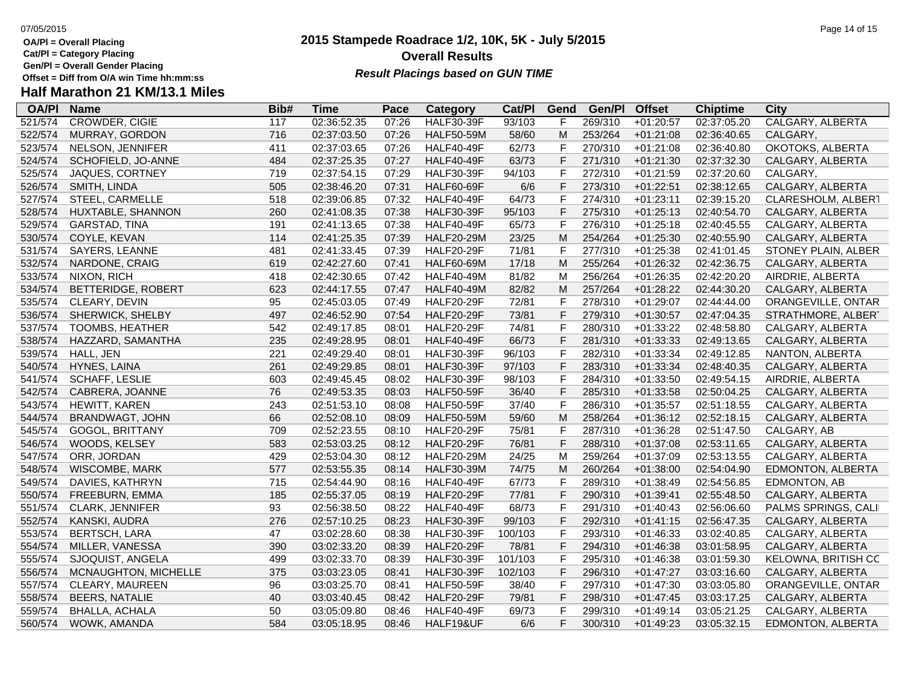OA/Pl = Overall Placing
Cat/Pl = Category Placing
Gen/Pl = Overall Gender Placing
Offset = Diff from O/A win Time hh:mm:ss

# 2015 Stampede Roadrace 1/2, 10K, 5K - July 5/2015

## Overall Results

***Result Placings based on GUN TIME***

### Half Marathon 21 KM/13.1 Miles

| OA/Pl | Name | Bib# | Time | Pace | Category | Cat/Pl | Gend | Gen/Pl | Offset | Chiptime | City |
|---|---|---|---|---|---|---|---|---|---|---|---|
| 521/574 | CROWDER, CIGIE | 117 | 02:36:52.35 | 07:26 | HALF30-39F | 93/103 | F | 269/310 | +01:20:57 | 02:37:05.20 | CALGARY, ALBERTA |
| 522/574 | MURRAY, GORDON | 716 | 02:37:03.50 | 07:26 | HALF50-59M | 58/60 | M | 253/264 | +01:21:08 | 02:36:40.65 | CALGARY, |
| 523/574 | NELSON, JENNIFER | 411 | 02:37:03.65 | 07:26 | HALF40-49F | 62/73 | F | 270/310 | +01:21:08 | 02:36:40.80 | OKOTOKS, ALBERTA |
| 524/574 | SCHOFIELD, JO-ANNE | 484 | 02:37:25.35 | 07:27 | HALF40-49F | 63/73 | F | 271/310 | +01:21:30 | 02:37:32.30 | CALGARY, ALBERTA |
| 525/574 | JAQUES, CORTNEY | 719 | 02:37:54.15 | 07:29 | HALF30-39F | 94/103 | F | 272/310 | +01:21:59 | 02:37:20.60 | CALGARY, |
| 526/574 | SMITH, LINDA | 505 | 02:38:46.20 | 07:31 | HALF60-69F | 6/6 | F | 273/310 | +01:22:51 | 02:38:12.65 | CALGARY, ALBERTA |
| 527/574 | STEEL, CARMELLE | 518 | 02:39:06.85 | 07:32 | HALF40-49F | 64/73 | F | 274/310 | +01:23:11 | 02:39:15.20 | CLARESHOLM, ALBERT |
| 528/574 | HUXTABLE, SHANNON | 260 | 02:41:08.35 | 07:38 | HALF30-39F | 95/103 | F | 275/310 | +01:25:13 | 02:40:54.70 | CALGARY, ALBERTA |
| 529/574 | GARSTAD, TINA | 191 | 02:41:13.65 | 07:38 | HALF40-49F | 65/73 | F | 276/310 | +01:25:18 | 02:40:45.55 | CALGARY, ALBERTA |
| 530/574 | COYLE, KEVAN | 114 | 02:41:25.35 | 07:39 | HALF20-29M | 23/25 | M | 254/264 | +01:25:30 | 02:40:55.90 | CALGARY, ALBERTA |
| 531/574 | SAYERS, LEANNE | 481 | 02:41:33.45 | 07:39 | HALF20-29F | 71/81 | F | 277/310 | +01:25:38 | 02:41:01.45 | STONEY PLAIN, ALBER |
| 532/574 | NARDONE, CRAIG | 619 | 02:42:27.60 | 07:41 | HALF60-69M | 17/18 | M | 255/264 | +01:26:32 | 02:42:36.75 | CALGARY, ALBERTA |
| 533/574 | NIXON, RICH | 418 | 02:42:30.65 | 07:42 | HALF40-49M | 81/82 | M | 256/264 | +01:26:35 | 02:42:20.20 | AIRDRIE, ALBERTA |
| 534/574 | BETTERIDGE, ROBERT | 623 | 02:44:17.55 | 07:47 | HALF40-49M | 82/82 | M | 257/264 | +01:28:22 | 02:44:30.20 | CALGARY, ALBERTA |
| 535/574 | CLEARY, DEVIN | 95 | 02:45:03.05 | 07:49 | HALF20-29F | 72/81 | F | 278/310 | +01:29:07 | 02:44:44.00 | ORANGEVILLE, ONTAR |
| 536/574 | SHERWICK, SHELBY | 497 | 02:46:52.90 | 07:54 | HALF20-29F | 73/81 | F | 279/310 | +01:30:57 | 02:47:04.35 | STRATHMORE, ALBERT |
| 537/574 | TOOMBS, HEATHER | 542 | 02:49:17.85 | 08:01 | HALF20-29F | 74/81 | F | 280/310 | +01:33:22 | 02:48:58.80 | CALGARY, ALBERTA |
| 538/574 | HAZZARD, SAMANTHA | 235 | 02:49:28.95 | 08:01 | HALF40-49F | 66/73 | F | 281/310 | +01:33:33 | 02:49:13.65 | CALGARY, ALBERTA |
| 539/574 | HALL, JEN | 221 | 02:49:29.40 | 08:01 | HALF30-39F | 96/103 | F | 282/310 | +01:33:34 | 02:49:12.85 | NANTON, ALBERTA |
| 540/574 | HYNES, LAINA | 261 | 02:49:29.85 | 08:01 | HALF30-39F | 97/103 | F | 283/310 | +01:33:34 | 02:48:40.35 | CALGARY, ALBERTA |
| 541/574 | SCHAFF, LESLIE | 603 | 02:49:45.45 | 08:02 | HALF30-39F | 98/103 | F | 284/310 | +01:33:50 | 02:49:54.15 | AIRDRIE, ALBERTA |
| 542/574 | CABRERA, JOANNE | 76 | 02:49:53.35 | 08:03 | HALF50-59F | 36/40 | F | 285/310 | +01:33:58 | 02:50:04.25 | CALGARY, ALBERTA |
| 543/574 | HEWITT, KAREN | 243 | 02:51:53.10 | 08:08 | HALF50-59F | 37/40 | F | 286/310 | +01:35:57 | 02:51:18.55 | CALGARY, ALBERTA |
| 544/574 | BRANDWAGT, JOHN | 66 | 02:52:08.10 | 08:09 | HALF50-59M | 59/60 | M | 258/264 | +01:36:12 | 02:52:18.15 | CALGARY, ALBERTA |
| 545/574 | GOGOL, BRITTANY | 709 | 02:52:23.55 | 08:10 | HALF20-29F | 75/81 | F | 287/310 | +01:36:28 | 02:51:47.50 | CALGARY, AB |
| 546/574 | WOODS, KELSEY | 583 | 02:53:03.25 | 08:12 | HALF20-29F | 76/81 | F | 288/310 | +01:37:08 | 02:53:11.65 | CALGARY, ALBERTA |
| 547/574 | ORR, JORDAN | 429 | 02:53:04.30 | 08:12 | HALF20-29M | 24/25 | M | 259/264 | +01:37:09 | 02:53:13.55 | CALGARY, ALBERTA |
| 548/574 | WISCOMBE, MARK | 577 | 02:53:55.35 | 08:14 | HALF30-39M | 74/75 | M | 260/264 | +01:38:00 | 02:54:04.90 | EDMONTON, ALBERTA |
| 549/574 | DAVIES, KATHRYN | 715 | 02:54:44.90 | 08:16 | HALF40-49F | 67/73 | F | 289/310 | +01:38:49 | 02:54:56.85 | EDMONTON, AB |
| 550/574 | FREEBURN, EMMA | 185 | 02:55:37.05 | 08:19 | HALF20-29F | 77/81 | F | 290/310 | +01:39:41 | 02:55:48.50 | CALGARY, ALBERTA |
| 551/574 | CLARK, JENNIFER | 93 | 02:56:38.50 | 08:22 | HALF40-49F | 68/73 | F | 291/310 | +01:40:43 | 02:56:06.60 | PALMS SPRINGS, CALI |
| 552/574 | KANSKI, AUDRA | 276 | 02:57:10.25 | 08:23 | HALF30-39F | 99/103 | F | 292/310 | +01:41:15 | 02:56:47.35 | CALGARY, ALBERTA |
| 553/574 | BERTSCH, LARA | 47 | 03:02:28.60 | 08:38 | HALF30-39F | 100/103 | F | 293/310 | +01:46:33 | 03:02:40.85 | CALGARY, ALBERTA |
| 554/574 | MILLER, VANESSA | 390 | 03:02:33.20 | 08:39 | HALF20-29F | 78/81 | F | 294/310 | +01:46:38 | 03:01:58.95 | CALGARY, ALBERTA |
| 555/574 | SJOQUIST, ANGELA | 499 | 03:02:33.70 | 08:39 | HALF30-39F | 101/103 | F | 295/310 | +01:46:38 | 03:01:59.30 | KELOWNA, BRITISH CO |
| 556/574 | MCNAUGHTON, MICHELLE | 375 | 03:03:23.05 | 08:41 | HALF30-39F | 102/103 | F | 296/310 | +01:47:27 | 03:03:16.60 | CALGARY, ALBERTA |
| 557/574 | CLEARY, MAUREEN | 96 | 03:03:25.70 | 08:41 | HALF50-59F | 38/40 | F | 297/310 | +01:47:30 | 03:03:05.80 | ORANGEVILLE, ONTAR |
| 558/574 | BEERS, NATALIE | 40 | 03:03:40.45 | 08:42 | HALF20-29F | 79/81 | F | 298/310 | +01:47:45 | 03:03:17.25 | CALGARY, ALBERTA |
| 559/574 | BHALLA, ACHALA | 50 | 03:05:09.80 | 08:46 | HALF40-49F | 69/73 | F | 299/310 | +01:49:14 | 03:05:21.25 | CALGARY, ALBERTA |
| 560/574 | WOWK, AMANDA | 584 | 03:05:18.95 | 08:46 | HALF19&UF | 6/6 | F | 300/310 | +01:49:23 | 03:05:32.15 | EDMONTON, ALBERTA |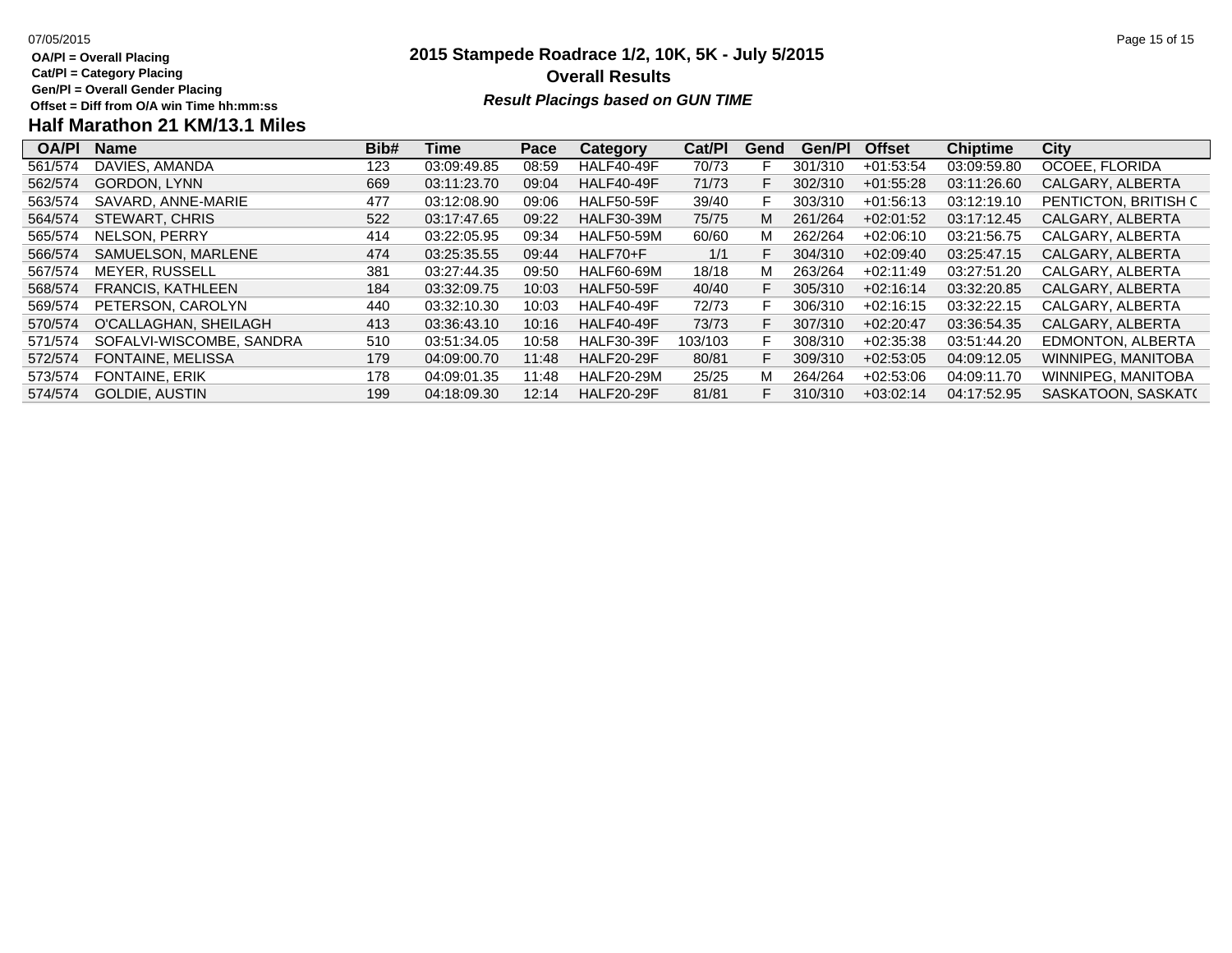**OA/Pl = Overall Placing**
**Cat/Pl = Category Placing**
**Gen/Pl = Overall Gender Placing**
**Offset = Diff from O/A win Time hh:mm:ss**

# 2015 Stampede Roadrace 1/2, 10K, 5K - July 5/2015

## Overall Results

***Result Placings based on GUN TIME***

## Half Marathon 21 KM/13.1 Miles

| OA/Pl | Name | Bib# | Time | Pace | Category | Cat/Pl | Gend | Gen/Pl | Offset | Chiptime | City |
|---|---|---|---|---|---|---|---|---|---|---|---|
| 561/574 | DAVIES, AMANDA | 123 | 03:09:49.85 | 08:59 | HALF40-49F | 70/73 | F | 301/310 | +01:53:54 | 03:09:59.80 | OCOEE, FLORIDA |
| 562/574 | GORDON, LYNN | 669 | 03:11:23.70 | 09:04 | HALF40-49F | 71/73 | F | 302/310 | +01:55:28 | 03:11:26.60 | CALGARY, ALBERTA |
| 563/574 | SAVARD, ANNE-MARIE | 477 | 03:12:08.90 | 09:06 | HALF50-59F | 39/40 | F | 303/310 | +01:56:13 | 03:12:19.10 | PENTICTON, BRITISH C |
| 564/574 | STEWART, CHRIS | 522 | 03:17:47.65 | 09:22 | HALF30-39M | 75/75 | M | 261/264 | +02:01:52 | 03:17:12.45 | CALGARY, ALBERTA |
| 565/574 | NELSON, PERRY | 414 | 03:22:05.95 | 09:34 | HALF50-59M | 60/60 | M | 262/264 | +02:06:10 | 03:21:56.75 | CALGARY, ALBERTA |
| 566/574 | SAMUELSON, MARLENE | 474 | 03:25:35.55 | 09:44 | HALF70+F | 1/1 | F | 304/310 | +02:09:40 | 03:25:47.15 | CALGARY, ALBERTA |
| 567/574 | MEYER, RUSSELL | 381 | 03:27:44.35 | 09:50 | HALF60-69M | 18/18 | M | 263/264 | +02:11:49 | 03:27:51.20 | CALGARY, ALBERTA |
| 568/574 | FRANCIS, KATHLEEN | 184 | 03:32:09.75 | 10:03 | HALF50-59F | 40/40 | F | 305/310 | +02:16:14 | 03:32:20.85 | CALGARY, ALBERTA |
| 569/574 | PETERSON, CAROLYN | 440 | 03:32:10.30 | 10:03 | HALF40-49F | 72/73 | F | 306/310 | +02:16:15 | 03:32:22.15 | CALGARY, ALBERTA |
| 570/574 | O'CALLAGHAN, SHEILAGH | 413 | 03:36:43.10 | 10:16 | HALF40-49F | 73/73 | F | 307/310 | +02:20:47 | 03:36:54.35 | CALGARY, ALBERTA |
| 571/574 | SOFALVI-WISCOMBE, SANDRA | 510 | 03:51:34.05 | 10:58 | HALF30-39F | 103/103 | F | 308/310 | +02:35:38 | 03:51:44.20 | EDMONTON, ALBERTA |
| 572/574 | FONTAINE, MELISSA | 179 | 04:09:00.70 | 11:48 | HALF20-29F | 80/81 | F | 309/310 | +02:53:05 | 04:09:12.05 | WINNIPEG, MANITOBA |
| 573/574 | FONTAINE, ERIK | 178 | 04:09:01.35 | 11:48 | HALF20-29M | 25/25 | M | 264/264 | +02:53:06 | 04:09:11.70 | WINNIPEG, MANITOBA |
| 574/574 | GOLDIE, AUSTIN | 199 | 04:18:09.30 | 12:14 | HALF20-29F | 81/81 | F | 310/310 | +03:02:14 | 04:17:52.95 | SASKATOON, SASKAT( |